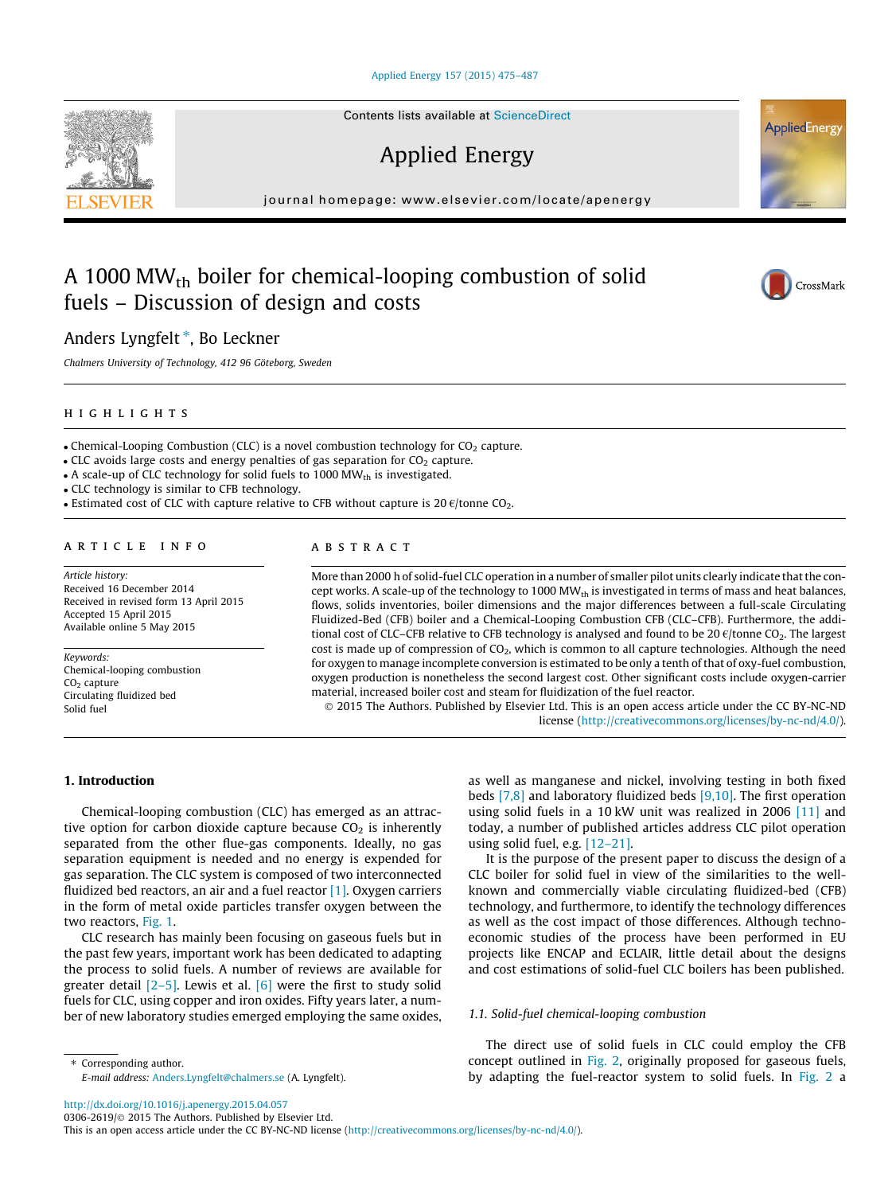Contents lists available at ScienceDirect

# Applied Energy

journal homepage: www.elsevier.com/locate/apenergy

# A 1000 $MW_{th}$ boiler for chemical-looping combustion of solid fuels – Discussion of design and costs

Anders Lyngfelt *, Bo Leckner

*Chalmers University of Technology, 412 96 Göteborg, Sweden*

## HIGHLIGHTS

- Chemical-Looping Combustion (CLC) is a novel combustion technology for $CO_2$ capture.
- CLC avoids large costs and energy penalties of gas separation for $CO_2$ capture.
- A scale-up of CLC technology for solid fuels to 1000 $MW_{th}$ is investigated.
- CLC technology is similar to CFB technology.
- Estimated cost of CLC with capture relative to CFB without capture is 20 €/tonne $CO_2$.

## ARTICLE INFO

*Article history:*
Received 16 December 2014
Received in revised form 13 April 2015
Accepted 15 April 2015
Available online 5 May 2015

*Keywords:*
Chemical-looping combustion
$CO_2$ capture
Circulating fluidized bed
Solid fuel

## ABSTRACT

More than 2000 h of solid-fuel CLC operation in a number of smaller pilot units clearly indicate that the concept works. A scale-up of the technology to 1000 $MW_{th}$ is investigated in terms of mass and heat balances, flows, solids inventories, boiler dimensions and the major differences between a full-scale Circulating Fluidized-Bed (CFB) boiler and a Chemical-Looping Combustion CFB (CLC–CFB). Furthermore, the additional cost of CLC–CFB relative to CFB technology is analysed and found to be 20 €/tonne $CO_2$. The largest cost is made up of compression of $CO_2$, which is common to all capture technologies. Although the need for oxygen to manage incomplete conversion is estimated to be only a tenth of that of oxy-fuel combustion, oxygen production is nonetheless the second largest cost. Other significant costs include oxygen-carrier material, increased boiler cost and steam for fluidization of the fuel reactor.

© 2015 The Authors. Published by Elsevier Ltd. This is an open access article under the CC BY-NC-ND license (http://creativecommons.org/licenses/by-nc-nd/4.0/).

## 1. Introduction

Chemical-looping combustion (CLC) has emerged as an attractive option for carbon dioxide capture because $CO_2$ is inherently separated from the other flue-gas components. Ideally, no gas separation equipment is needed and no energy is expended for gas separation. The CLC system is composed of two interconnected fluidized bed reactors, an air and a fuel reactor [1]. Oxygen carriers in the form of metal oxide particles transfer oxygen between the two reactors, Fig. 1.

CLC research has mainly been focusing on gaseous fuels but in the past few years, important work has been dedicated to adapting the process to solid fuels. A number of reviews are available for greater detail [2–5]. Lewis et al. [6] were the first to study solid fuels for CLC, using copper and iron oxides. Fifty years later, a number of new laboratory studies emerged employing the same oxides, as well as manganese and nickel, involving testing in both fixed beds [7,8] and laboratory fluidized beds [9,10]. The first operation using solid fuels in a 10 kW unit was realized in 2006 [11] and today, a number of published articles address CLC pilot operation using solid fuel, e.g. [12–21].

It is the purpose of the present paper to discuss the design of a CLC boiler for solid fuel in view of the similarities to the well-known and commercially viable circulating fluidized-bed (CFB) technology, and furthermore, to identify the technology differences as well as the cost impact of those differences. Although techno-economic studies of the process have been performed in EU projects like ENCAP and ECLAIR, little detail about the designs and cost estimations of solid-fuel CLC boilers has been published.

### 1.1. Solid-fuel chemical-looping combustion

The direct use of solid fuels in CLC could employ the CFB concept outlined in Fig. 2, originally proposed for gaseous fuels, by adapting the fuel-reactor system to solid fuels. In Fig. 2 a

---

* Corresponding author.
E-mail address: Anders.Lyngfelt@chalmers.se (A. Lyngfelt).

http://dx.doi.org/10.1016/j.apenergy.2015.04.057
0306-2619/© 2015 The Authors. Published by Elsevier Ltd.
This is an open access article under the CC BY-NC-ND license (http://creativecommons.org/licenses/by-nc-nd/4.0/).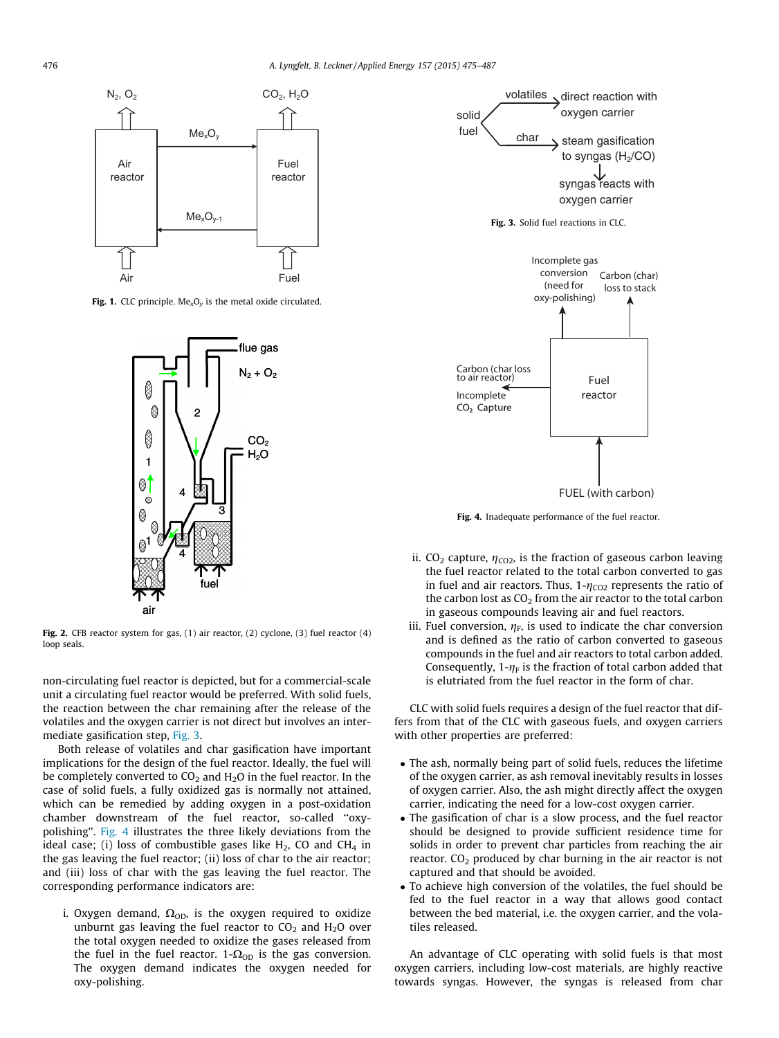Fig. 1. CLC principle. $Me_xO_y$ is the metal oxide circulated.

Fig. 2. CFB reactor system for gas, (1) air reactor, (2) cyclone, (3) fuel reactor (4) loop seals.

non-circulating fuel reactor is depicted, but for a commercial-scale unit a circulating fuel reactor would be preferred. With solid fuels, the reaction between the char remaining after the release of the volatiles and the oxygen carrier is not direct but involves an intermediate gasification step, Fig. 3.

Both release of volatiles and char gasification have important implications for the design of the fuel reactor. Ideally, the fuel will be completely converted to $CO_2$ and $H_2O$ in the fuel reactor. In the case of solid fuels, a fully oxidized gas is normally not attained, which can be remedied by adding oxygen in a post-oxidation chamber downstream of the fuel reactor, so-called "oxy-polishing". Fig. 4 illustrates the three likely deviations from the ideal case; (i) loss of combustible gases like $H_2$, CO and $CH_4$ in the gas leaving the fuel reactor; (ii) loss of char to the air reactor; and (iii) loss of char with the gas leaving the fuel reactor. The corresponding performance indicators are:

i. Oxygen demand, $\Omega_{OD}$, is the oxygen required to oxidize unburnt gas leaving the fuel reactor to $CO_2$ and $H_2O$ over the total oxygen needed to oxidize the gases released from the fuel in the fuel reactor. $1\text{-}\Omega_{OD}$ is the gas conversion. The oxygen demand indicates the oxygen needed for oxy-polishing.

Fig. 3. Solid fuel reactions in CLC.

Fig. 4. Inadequate performance of the fuel reactor.

ii. $CO_2$ capture, $\eta_{CO2}$, is the fraction of gaseous carbon leaving the fuel reactor related to the total carbon converted to gas in fuel and air reactors. Thus, $1\text{-}\eta_{CO2}$ represents the ratio of the carbon lost as $CO_2$ from the air reactor to the total carbon in gaseous compounds leaving air and fuel reactors.

iii. Fuel conversion, $\eta_F$, is used to indicate the char conversion and is defined as the ratio of carbon converted to gaseous compounds in the fuel and air reactors to total carbon added. Consequently, $1\text{-}\eta_F$ is the fraction of total carbon added that is elutriated from the fuel reactor in the form of char.

CLC with solid fuels requires a design of the fuel reactor that differs from that of the CLC with gaseous fuels, and oxygen carriers with other properties are preferred:

- The ash, normally being part of solid fuels, reduces the lifetime of the oxygen carrier, as ash removal inevitably results in losses of oxygen carrier. Also, the ash might directly affect the oxygen carrier, indicating the need for a low-cost oxygen carrier.
- The gasification of char is a slow process, and the fuel reactor should be designed to provide sufficient residence time for solids in order to prevent char particles from reaching the air reactor. $CO_2$ produced by char burning in the air reactor is not captured and that should be avoided.
- To achieve high conversion of the volatiles, the fuel should be fed to the fuel reactor in a way that allows good contact between the bed material, i.e. the oxygen carrier, and the volatiles released.

An advantage of CLC operating with solid fuels is that most oxygen carriers, including low-cost materials, are highly reactive towards syngas. However, the syngas is released from char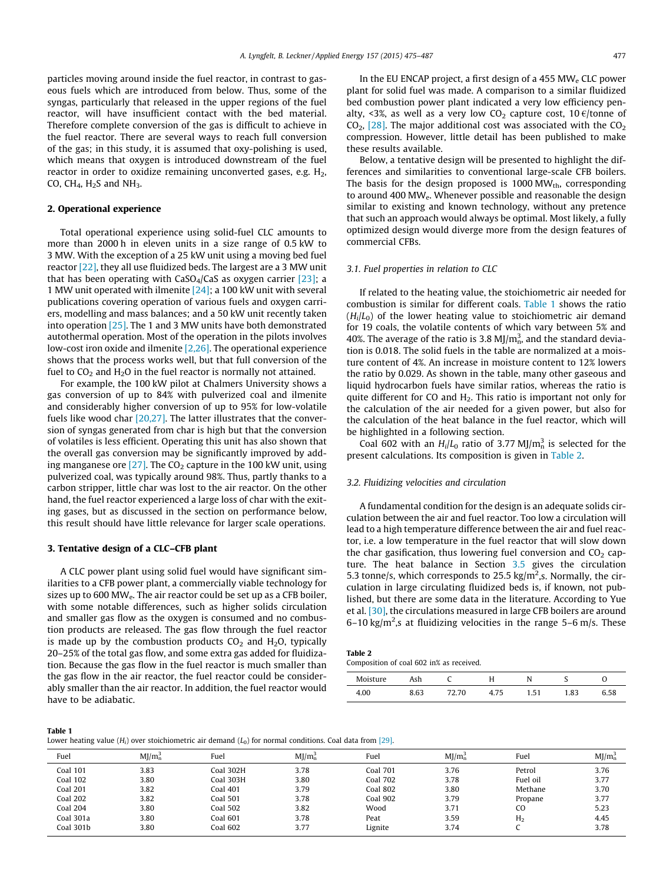particles moving around inside the fuel reactor, in contrast to gaseous fuels which are introduced from below. Thus, some of the syngas, particularly that released in the upper regions of the fuel reactor, will have insufficient contact with the bed material. Therefore complete conversion of the gas is difficult to achieve in the fuel reactor. There are several ways to reach full conversion of the gas; in this study, it is assumed that oxy-polishing is used, which means that oxygen is introduced downstream of the fuel reactor in order to oxidize remaining unconverted gases, e.g. $H_2$, CO, $CH_4$, $H_2S$ and $NH_3$.

## 2. Operational experience

Total operational experience using solid-fuel CLC amounts to more than 2000 h in eleven units in a size range of 0.5 kW to 3 MW. With the exception of a 25 kW unit using a moving bed fuel reactor [22], they all use fluidized beds. The largest are a 3 MW unit that has been operating with $CaSO_4$/CaS as oxygen carrier [23]; a 1 MW unit operated with ilmenite [24]; a 100 kW unit with several publications covering operation of various fuels and oxygen carriers, modelling and mass balances; and a 50 kW unit recently taken into operation [25]. The 1 and 3 MW units have both demonstrated autothermal operation. Most of the operation in the pilots involves low-cost iron oxide and ilmenite [2,26]. The operational experience shows that the process works well, but that full conversion of the fuel to $CO_2$ and $H_2O$ in the fuel reactor is normally not attained.

For example, the 100 kW pilot at Chalmers University shows a gas conversion of up to 84% with pulverized coal and ilmenite and considerably higher conversion of up to 95% for low-volatile fuels like wood char [20,27]. The latter illustrates that the conversion of syngas generated from char is high but that the conversion of volatiles is less efficient. Operating this unit has also shown that the overall gas conversion may be significantly improved by adding manganese ore [27]. The $CO_2$ capture in the 100 kW unit, using pulverized coal, was typically around 98%. Thus, partly thanks to a carbon stripper, little char was lost to the air reactor. On the other hand, the fuel reactor experienced a large loss of char with the exiting gases, but as discussed in the section on performance below, this result should have little relevance for larger scale operations.

## 3. Tentative design of a CLC–CFB plant

A CLC power plant using solid fuel would have significant similarities to a CFB power plant, a commercially viable technology for sizes up to 600 $MW_e$. The air reactor could be set up as a CFB boiler, with some notable differences, such as higher solids circulation and smaller gas flow as the oxygen is consumed and no combustion products are released. The gas flow through the fuel reactor is made up by the combustion products $CO_2$ and $H_2O$, typically 20–25% of the total gas flow, and some extra gas added for fluidization. Because the gas flow in the fuel reactor is much smaller than the gas flow in the air reactor, the fuel reactor could be considerably smaller than the air reactor. In addition, the fuel reactor would have to be adiabatic.

In the EU ENCAP project, a first design of a 455 $MW_e$ CLC power plant for solid fuel was made. A comparison to a similar fluidized bed combustion power plant indicated a very low efficiency penalty, <3%, as well as a very low $CO_2$ capture cost, 10 €/tonne of $CO_2$, [28]. The major additional cost was associated with the $CO_2$ compression. However, little detail has been published to make these results available.

Below, a tentative design will be presented to highlight the differences and similarities to conventional large-scale CFB boilers. The basis for the design proposed is 1000 $MW_{th}$, corresponding to around 400 $MW_e$. Whenever possible and reasonable the design similar to existing and known technology, without any pretence that such an approach would always be optimal. Most likely, a fully optimized design would diverge more from the design features of commercial CFBs.

### 3.1. Fuel properties in relation to CLC

If related to the heating value, the stoichiometric air needed for combustion is similar for different coals. Table 1 shows the ratio ($H_i/L_0$) of the lower heating value to stoichiometric air demand for 19 coals, the volatile contents of which vary between 5% and 40%. The average of the ratio is 3.8 $MJ/m_n^3$, and the standard deviation is 0.018. The solid fuels in the table are normalized at a moisture content of 4%. An increase in moisture content to 12% lowers the ratio by 0.029. As shown in the table, many other gaseous and liquid hydrocarbon fuels have similar ratios, whereas the ratio is quite different for CO and $H_2$. This ratio is important not only for the calculation of the air needed for a given power, but also for the calculation of the heat balance in the fuel reactor, which will be highlighted in a following section.

Coal 602 with an $H_i/L_0$ ratio of 3.77 $MJ/m_n^3$ is selected for the present calculations. Its composition is given in Table 2.

### 3.2. Fluidizing velocities and circulation

A fundamental condition for the design is an adequate solids circulation between the air and fuel reactor. Too low a circulation will lead to a high temperature difference between the air and fuel reactor, i.e. a low temperature in the fuel reactor that will slow down the char gasification, thus lowering fuel conversion and $CO_2$ capture. The heat balance in Section 3.5 gives the circulation 5.3 tonne/s, which corresponds to 25.5 kg/m$^2$,s. Normally, the circulation in large circulating fluidized beds is, if known, not published, but there are some data in the literature. According to Yue et al. [30], the circulations measured in large CFB boilers are around 6–10 kg/m$^2$,s at fluidizing velocities in the range 5–6 m/s. These

**Table 2**
Composition of coal 602 in% as received.

| Moisture | Ash | C | H | N | S | O |
|---|---|---|---|---|---|---|
| 4.00 | 8.63 | 72.70 | 4.75 | 1.51 | 1.83 | 6.58 |

**Table 1**
Lower heating value ($H_i$) over stoichiometric air demand ($L_0$) for normal conditions. Coal data from [29].

| Fuel | $MJ/m_n^3$ | Fuel | $MJ/m_n^3$ | Fuel | $MJ/m_n^3$ | Fuel | $MJ/m_n^3$ |
|---|---|---|---|---|---|---|---|
| Coal 101 | 3.83 | Coal 302H | 3.78 | Coal 701 | 3.76 | Petrol | 3.76 |
| Coal 102 | 3.80 | Coal 303H | 3.80 | Coal 702 | 3.78 | Fuel oil | 3.77 |
| Coal 201 | 3.82 | Coal 401 | 3.79 | Coal 802 | 3.80 | Methane | 3.70 |
| Coal 202 | 3.82 | Coal 501 | 3.78 | Coal 902 | 3.79 | Propane | 3.77 |
| Coal 204 | 3.80 | Coal 502 | 3.82 | Wood | 3.71 | CO | 5.23 |
| Coal 301a | 3.80 | Coal 601 | 3.78 | Peat | 3.59 | $H_2$ | 4.45 |
| Coal 301b | 3.80 | Coal 602 | 3.77 | Lignite | 3.74 | C | 3.78 |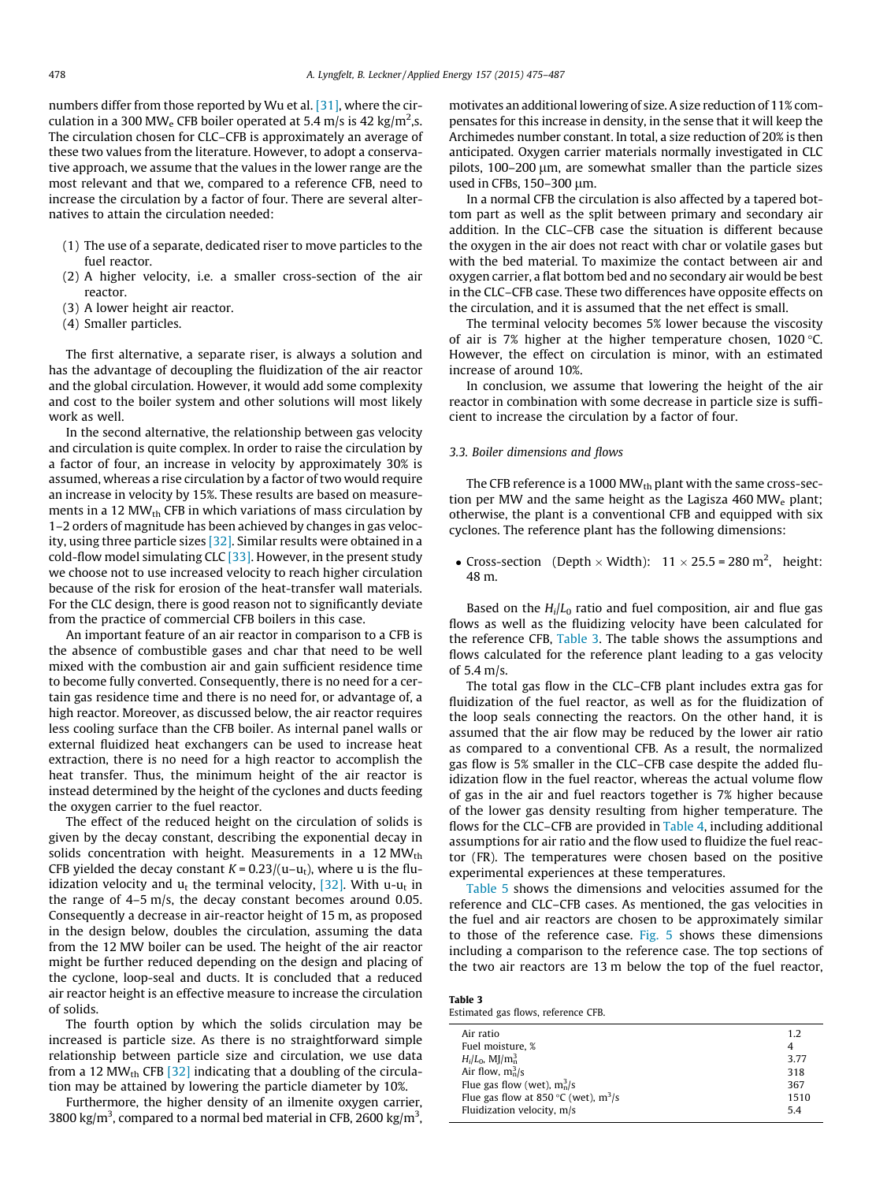numbers differ from those reported by Wu et al. [31], where the circulation in a 300 $MW_e$ CFB boiler operated at 5.4 m/s is 42 kg/$m^2$,s. The circulation chosen for CLC–CFB is approximately an average of these two values from the literature. However, to adopt a conservative approach, we assume that the values in the lower range are the most relevant and that we, compared to a reference CFB, need to increase the circulation by a factor of four. There are several alternatives to attain the circulation needed:

(1) The use of a separate, dedicated riser to move particles to the fuel reactor.
(2) A higher velocity, i.e. a smaller cross-section of the air reactor.
(3) A lower height air reactor.
(4) Smaller particles.

The first alternative, a separate riser, is always a solution and has the advantage of decoupling the fluidization of the air reactor and the global circulation. However, it would add some complexity and cost to the boiler system and other solutions will most likely work as well.

In the second alternative, the relationship between gas velocity and circulation is quite complex. In order to raise the circulation by a factor of four, an increase in velocity by approximately 30% is assumed, whereas a rise circulation by a factor of two would require an increase in velocity by 15%. These results are based on measurements in a 12 $MW_{th}$ CFB where variations of mass circulation by 1–2 orders of magnitude has been achieved by changes in gas velocity, using three particle sizes [32]. Similar results were obtained in a cold-flow model simulating CLC [33]. However, in the present study we choose not to use increased velocity to reach higher circulation because of the risk for erosion of the heat-transfer wall materials. For the CLC design, there is good reason not to significantly deviate from the practice of commercial CFB boilers in this case.

An important feature of an air reactor in comparison to a CFB is the absence of combustible gases and char that need to be well mixed with the combustion air and gain sufficient residence time to become fully converted. Consequently, there is no need for a certain gas residence time and there is no need for, or advantage of, a high reactor. Moreover, as discussed below, the air reactor requires less cooling surface than the CFB boiler. As internal panel walls or external fluidized heat exchangers can be used to increase heat extraction, there is no need for a high reactor to accomplish the heat transfer. Thus, the minimum height of the air reactor is instead determined by the height of the cyclones and ducts feeding the oxygen carrier to the fuel reactor.

The effect of the reduced height on the circulation of solids is given by the decay constant, describing the exponential decay in solids concentration with height. Measurements in a 12 $MW_{th}$ CFB yielded the decay constant $K = 0.23/(u-u_t)$, where u is the fluidization velocity and $u_t$ the terminal velocity, [32]. With $u-u_t$ in the range of 4–5 m/s, the decay constant becomes around 0.05. Consequently a decrease in air-reactor height of 15 m, as proposed in the design below, doubles the circulation, assuming the data from the 12 MW boiler can be used. The height of the air reactor might be further reduced depending on the design and placing of the cyclone, loop-seal and ducts. It is concluded that a reduced air reactor height is an effective measure to increase the circulation of solids.

The fourth option by which the solids circulation may be increased is particle size. As there is no straightforward simple relationship between particle size and circulation, we use data from a 12 $MW_{th}$ CFB [32] indicating that a doubling of the circulation may be attained by lowering the particle diameter by 10%.

Furthermore, the higher density of an ilmenite oxygen carrier, 3800 kg/$m^3$, compared to a normal bed material in CFB, 2600 kg/$m^3$, motivates an additional lowering of size. A size reduction of 11% compensates for this increase in density, in the sense that it will keep the Archimedes number constant. In total, a size reduction of 20% is then anticipated. Oxygen carrier materials normally investigated in CLC pilots, 100–200 μm, are somewhat smaller than the particle sizes used in CFBs, 150–300 μm.

In a normal CFB the circulation is also affected by a tapered bottom part as well as the split between primary and secondary air addition. In the CLC–CFB case the situation is different because the oxygen in the air does not react with char or volatile gases but with the bed material. To maximize the contact between air and oxygen carrier, a flat bottom bed and no secondary air would be best in the CLC–CFB case. These two differences have opposite effects on the circulation, and it is assumed that the net effect is small.

The terminal velocity becomes 5% lower because the viscosity of air is 7% higher at the higher temperature chosen, 1020 °C. However, the effect on circulation is minor, with an estimated increase of around 10%.

In conclusion, we assume that lowering the height of the air reactor in combination with some decrease in particle size is sufficient to increase the circulation by a factor of four.

### 3.3. Boiler dimensions and flows

The CFB reference is a 1000 $MW_{th}$ plant with the same cross-section per MW and the same height as the Lagisza 460 $MW_e$ plant; otherwise, the plant is a conventional CFB and equipped with six cyclones. The reference plant has the following dimensions:

- Cross-section (Depth × Width): $11 \times 25.5 = 280$ $m^2$, height: 48 m.

Based on the $H_i/L_0$ ratio and fuel composition, air and flue gas flows as well as the fluidizing velocity have been calculated for the reference CFB, Table 3. The table shows the assumptions and flows calculated for the reference plant leading to a gas velocity of 5.4 m/s.

The total gas flow in the CLC–CFB plant includes extra gas for fluidization of the fuel reactor, as well as for the fluidization of the loop seals connecting the reactors. On the other hand, it is assumed that the air flow may be reduced by the lower air ratio as compared to a conventional CFB. As a result, the normalized gas flow is 5% smaller in the CLC–CFB case despite the added fluidization flow in the fuel reactor, whereas the actual volume flow of gas in the air and fuel reactors together is 7% higher because of the lower gas density resulting from higher temperature. The flows for the CLC–CFB are provided in Table 4, including additional assumptions for air ratio and the flow used to fluidize the fuel reactor (FR). The temperatures were chosen based on the positive experimental experiences at these temperatures.

Table 5 shows the dimensions and velocities assumed for the reference and CLC–CFB cases. As mentioned, the gas velocities in the fuel and air reactors are chosen to be approximately similar to those of the reference case. Fig. 5 shows these dimensions including a comparison to the reference case. The top sections of the two air reactors are 13 m below the top of the fuel reactor,

**Table 3**
Estimated gas flows, reference CFB.

| | |
|---|---|
| Air ratio | 1.2 |
| Fuel moisture, % | 4 |
| $H_i/L_0$, MJ/$m_n^3$ | 3.77 |
| Air flow, $m_n^3$/s | 318 |
| Flue gas flow (wet), $m_n^3$/s | 367 |
| Flue gas flow at 850 °C (wet), $m^3$/s | 1510 |
| Fluidization velocity, m/s | 5.4 |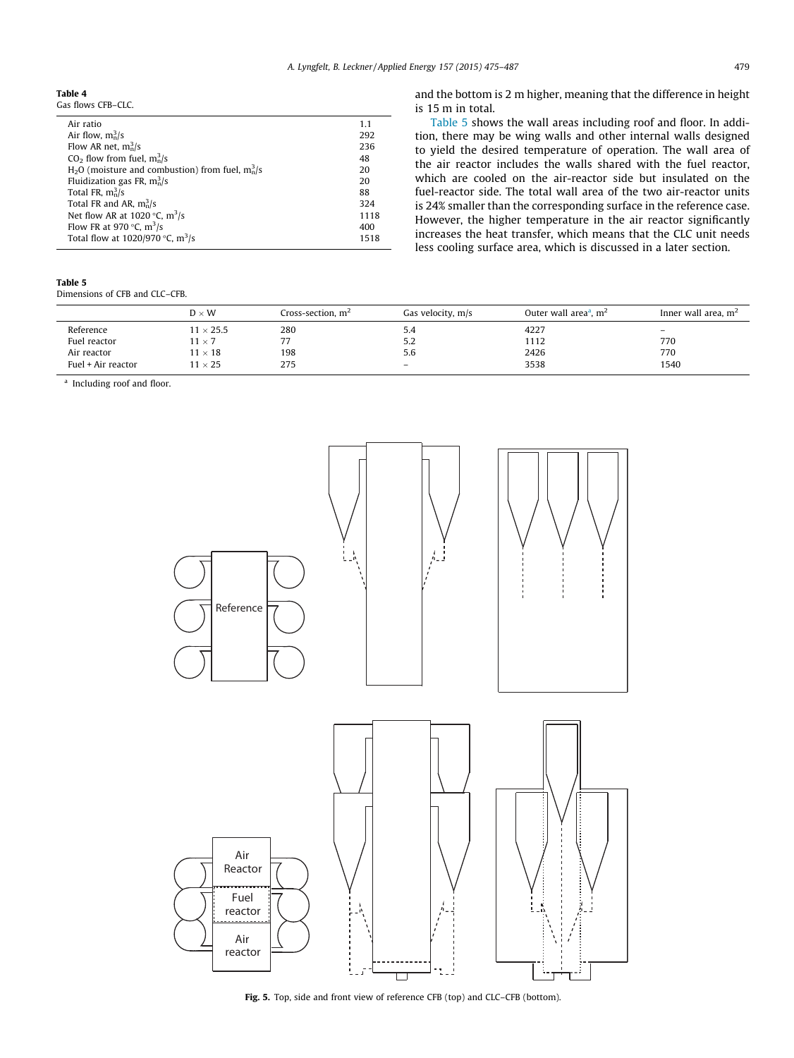**Table 4**
Gas flows CFB–CLC.

| | |
|---|---|
| Air ratio | 1.1 |
| Air flow, $m_n^3/s$ | 292 |
| Flow AR net, $m_n^3/s$ | 236 |
| $CO_2$ flow from fuel, $m_n^3/s$ | 48 |
| $H_2O$ (moisture and combustion) from fuel, $m_n^3/s$ | 20 |
| Fluidization gas FR, $m_n^3/s$ | 20 |
| Total FR, $m_n^3/s$ | 88 |
| Total FR and AR, $m_n^3/s$ | 324 |
| Net flow AR at 1020 °C, $m^3/s$ | 1118 |
| Flow FR at 970 °C, $m^3/s$ | 400 |
| Total flow at 1020/970 °C, $m^3/s$ | 1518 |

and the bottom is 2 m higher, meaning that the difference in height is 15 m in total.

Table 5 shows the wall areas including roof and floor. In addition, there may be wing walls and other internal walls designed to yield the desired temperature of operation. The wall area of the air reactor includes the walls shared with the fuel reactor, which are cooled on the air-reactor side but insulated on the fuel-reactor side. The total wall area of the two air-reactor units is 24% smaller than the corresponding surface in the reference case. However, the higher temperature in the air reactor significantly increases the heat transfer, which means that the CLC unit needs less cooling surface area, which is discussed in a later section.

**Table 5**
Dimensions of CFB and CLC–CFB.

| | D × W | Cross-section, $m^2$ | Gas velocity, m/s | Outer wall area[a], $m^2$ | Inner wall area, $m^2$ |
|---|---|---|---|---|---|
| Reference | 11 × 25.5 | 280 | 5.4 | 4227 | – |
| Fuel reactor | 11 × 7 | 77 | 5.2 | 1112 | 770 |
| Air reactor | 11 × 18 | 198 | 5.6 | 2426 | 770 |
| Fuel + Air reactor | 11 × 25 | 275 | – | 3538 | 1540 |

[a] Including roof and floor.

**Fig. 5.** Top, side and front view of reference CFB (top) and CLC–CFB (bottom).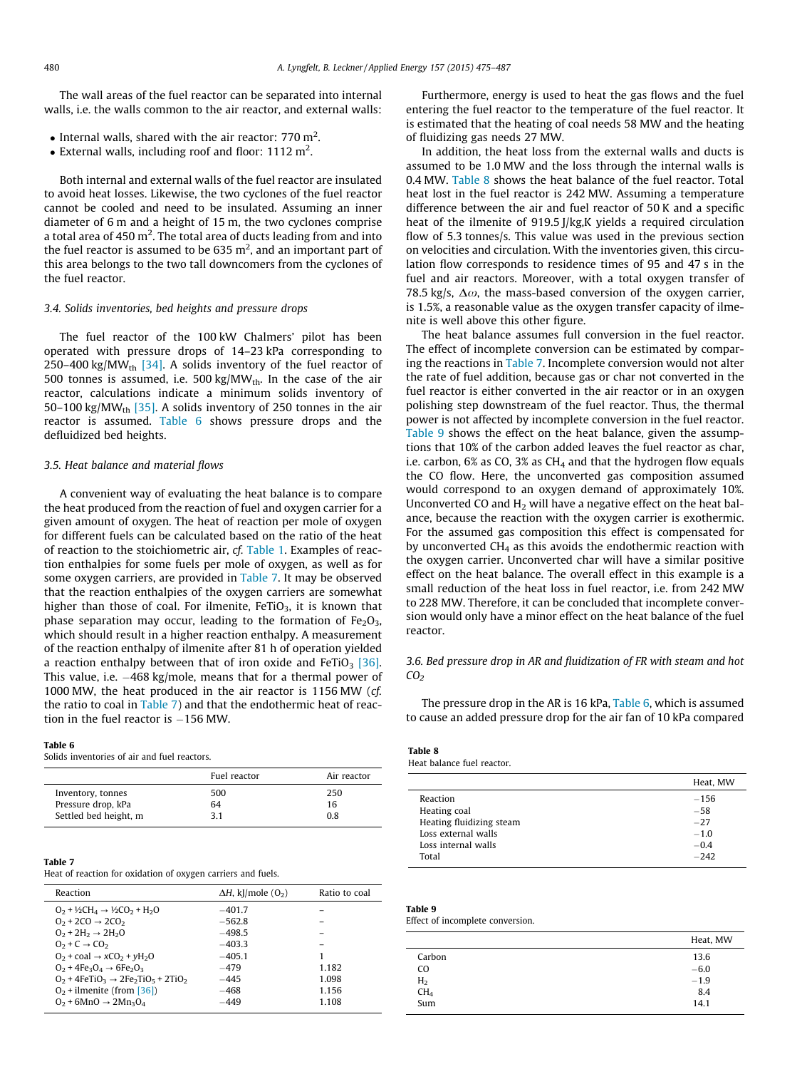The wall areas of the fuel reactor can be separated into internal walls, i.e. the walls common to the air reactor, and external walls:

- Internal walls, shared with the air reactor: 770 $m^2$.
- External walls, including roof and floor: 1112 $m^2$.

Both internal and external walls of the fuel reactor are insulated to avoid heat losses. Likewise, the two cyclones of the fuel reactor cannot be cooled and need to be insulated. Assuming an inner diameter of 6 m and a height of 15 m, the two cyclones comprise a total area of 450 $m^2$. The total area of ducts leading from and into the fuel reactor is assumed to be 635 $m^2$, and an important part of this area belongs to the two tall downcomers from the cyclones of the fuel reactor.

### 3.4. Solids inventories, bed heights and pressure drops

The fuel reactor of the 100 kW Chalmers' pilot has been operated with pressure drops of 14–23 kPa corresponding to 250–400 kg/$MW_{th}$ [34]. A solids inventory of the fuel reactor of 500 tonnes is assumed, i.e. 500 kg/$MW_{th}$. In the case of the air reactor, calculations indicate a minimum solids inventory of 50–100 kg/$MW_{th}$ [35]. A solids inventory of 250 tonnes in the air reactor is assumed. Table 6 shows pressure drops and the defluidized bed heights.

### 3.5. Heat balance and material flows

A convenient way of evaluating the heat balance is to compare the heat produced from the reaction of fuel and oxygen carrier for a given amount of oxygen. The heat of reaction per mole of oxygen for different fuels can be calculated based on the ratio of the heat of reaction to the stoichiometric air, *cf.* Table 1. Examples of reaction enthalpies for some fuels per mole of oxygen, as well as for some oxygen carriers, are provided in Table 7. It may be observed that the reaction enthalpies of the oxygen carriers are somewhat higher than those of coal. For ilmenite, $FeTiO_3$, it is known that phase separation may occur, leading to the formation of $Fe_2O_3$, which should result in a higher reaction enthalpy. A measurement of the reaction enthalpy of ilmenite after 81 h of operation yielded a reaction enthalpy between that of iron oxide and $FeTiO_3$ [36]. This value, i.e. −468 kg/mole, means that for a thermal power of 1000 MW, the heat produced in the air reactor is 1156 MW (*cf.* the ratio to coal in Table 7) and that the endothermic heat of reaction in the fuel reactor is −156 MW.

**Table 6**
Solids inventories of air and fuel reactors.

| | Fuel reactor | Air reactor |
|---|---|---|
| Inventory, tonnes | 500 | 250 |
| Pressure drop, kPa | 64 | 16 |
| Settled bed height, m | 3.1 | 0.8 |

**Table 7**
Heat of reaction for oxidation of oxygen carriers and fuels.

| Reaction | $\Delta H$, kJ/mole ($O_2$) | Ratio to coal |
|---|---|---|
| $O_2 + \frac{1}{2}CH_4 \rightarrow \frac{1}{2}CO_2 + H_2O$ | −401.7 | – |
| $O_2 + 2CO \rightarrow 2CO_2$ | −562.8 | – |
| $O_2 + 2H_2 \rightarrow 2H_2O$ | −498.5 | – |
| $O_2 + C \rightarrow CO_2$ | −403.3 | – |
| $O_2 + \text{coal} \rightarrow xCO_2 + yH_2O$ | −405.1 | 1 |
| $O_2 + 4Fe_3O_4 \rightarrow 6Fe_2O_3$ | −479 | 1.182 |
| $O_2 + 4FeTiO_3 \rightarrow 2Fe_2TiO_5 + 2TiO_2$ | −445 | 1.098 |
| $O_2$ + ilmenite (from [36]) | −468 | 1.156 |
| $O_2 + 6MnO \rightarrow 2Mn_3O_4$ | −449 | 1.108 |

Furthermore, energy is used to heat the gas flows and the fuel entering the fuel reactor to the temperature of the fuel reactor. It is estimated that the heating of coal needs 58 MW and the heating of fluidizing gas needs 27 MW.

In addition, the heat loss from the external walls and ducts is assumed to be 1.0 MW and the loss through the internal walls is 0.4 MW. Table 8 shows the heat balance of the fuel reactor. Total heat lost in the fuel reactor is 242 MW. Assuming a temperature difference between the air and fuel reactor of 50 K and a specific heat of the ilmenite of 919.5 J/kg,K yields a required circulation flow of 5.3 tonnes/s. This value was used in the previous section on velocities and circulation. With the inventories given, this circulation flow corresponds to residence times of 95 and 47 s in the fuel and air reactors. Moreover, with a total oxygen transfer of 78.5 kg/s, $\Delta\omega$, the mass-based conversion of the oxygen carrier, is 1.5%, a reasonable value as the oxygen transfer capacity of ilmenite is well above this other figure.

The heat balance assumes full conversion in the fuel reactor. The effect of incomplete conversion can be estimated by comparing the reactions in Table 7. Incomplete conversion would not alter the rate of fuel addition, because gas or char not converted in the fuel reactor is either converted in the air reactor or in an oxygen polishing step downstream of the fuel reactor. Thus, the thermal power is not affected by incomplete conversion in the fuel reactor. Table 9 shows the effect on the heat balance, given the assumptions that 10% of the carbon added leaves the fuel reactor as char, i.e. carbon, 6% as CO, 3% as $CH_4$ and that the hydrogen flow equals the CO flow. Here, the unconverted gas composition assumed would correspond to an oxygen demand of approximately 10%. Unconverted CO and $H_2$ will have a negative effect on the heat balance, because the reaction with the oxygen carrier is exothermic. For the assumed gas composition this effect is compensated for by unconverted $CH_4$ as this avoids the endothermic reaction with the oxygen carrier. Unconverted char will have a similar positive effect on the heat balance. The overall effect in this example is a small reduction of the heat loss in fuel reactor, i.e. from 242 MW to 228 MW. Therefore, it can be concluded that incomplete conversion would only have a minor effect on the heat balance of the fuel reactor.

### 3.6. Bed pressure drop in AR and fluidization of FR with steam and hot $CO_2$

The pressure drop in the AR is 16 kPa, Table 6, which is assumed to cause an added pressure drop for the air fan of 10 kPa compared

**Table 8**
Heat balance fuel reactor.

| | Heat, MW |
|---|---|
| Reaction | −156 |
| Heating coal | −58 |
| Heating fluidizing steam | −27 |
| Loss external walls | −1.0 |
| Loss internal walls | −0.4 |
| Total | −242 |

**Table 9**
Effect of incomplete conversion.

| | Heat, MW |
|---|---|
| Carbon | 13.6 |
| CO | −6.0 |
| $H_2$ | −1.9 |
| $CH_4$ | 8.4 |
| Sum | 14.1 |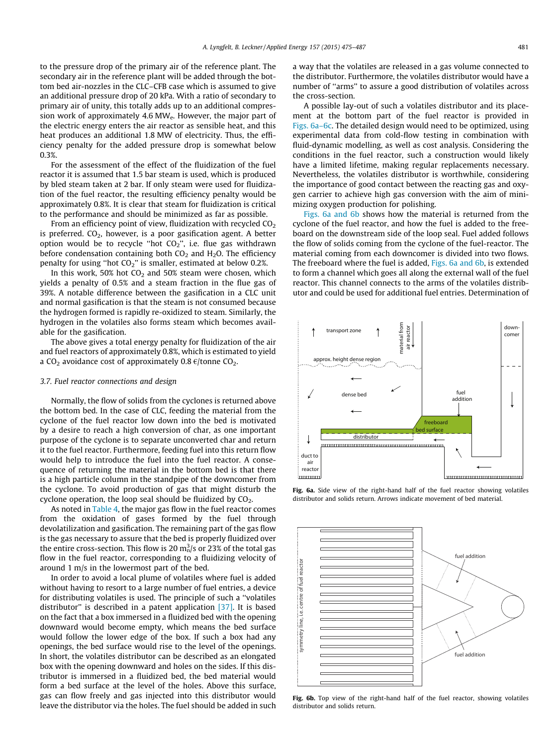to the pressure drop of the primary air of the reference plant. The secondary air in the reference plant will be added through the bottom bed air-nozzles in the CLC–CFB case which is assumed to give an additional pressure drop of 20 kPa. With a ratio of secondary to primary air of unity, this totally adds up to an additional compression work of approximately 4.6 $MW_e$. However, the major part of the electric energy enters the air reactor as sensible heat, and this heat produces an additional 1.8 MW of electricity. Thus, the efficiency penalty for the added pressure drop is somewhat below 0.3%.

For the assessment of the effect of the fluidization of the fuel reactor it is assumed that 1.5 bar steam is used, which is produced by bled steam taken at 2 bar. If only steam were used for fluidization of the fuel reactor, the resulting efficiency penalty would be approximately 0.8%. It is clear that steam for fluidization is critical to the performance and should be minimized as far as possible.

From an efficiency point of view, fluidization with recycled $CO_2$ is preferred. $CO_2$, however, is a poor gasification agent. A better option would be to recycle "hot $CO_2$", i.e. flue gas withdrawn before condensation containing both $CO_2$ and $H_2O$. The efficiency penalty for using "hot $CO_2$" is smaller, estimated at below 0.2%.

In this work, 50% hot $CO_2$ and 50% steam were chosen, which yields a penalty of 0.5% and a steam fraction in the flue gas of 39%. A notable difference between the gasification in a CLC unit and normal gasification is that the steam is not consumed because the hydrogen formed is rapidly re-oxidized to steam. Similarly, the hydrogen in the volatiles also forms steam which becomes available for the gasification.

The above gives a total energy penalty for fluidization of the air and fuel reactors of approximately 0.8%, which is estimated to yield a $CO_2$ avoidance cost of approximately 0.8 €/tonne $CO_2$.

### 3.7. Fuel reactor connections and design

Normally, the flow of solids from the cyclones is returned above the bottom bed. In the case of CLC, feeding the material from the cyclone of the fuel reactor low down into the bed is motivated by a desire to reach a high conversion of char, as one important purpose of the cyclone is to separate unconverted char and return it to the fuel reactor. Furthermore, feeding fuel into this return flow would help to introduce the fuel into the fuel reactor. A consequence of returning the material in the bottom bed is that there is a high particle column in the standpipe of the downcomer from the cyclone. To avoid production of gas that might disturb the cyclone operation, the loop seal should be fluidized by $CO_2$.

As noted in Table 4, the major gas flow in the fuel reactor comes from the oxidation of gases formed by the fuel through devolatilization and gasification. The remaining part of the gas flow is the gas necessary to assure that the bed is properly fluidized over the entire cross-section. This flow is 20 $m_n^3/s$ or 23% of the total gas flow in the fuel reactor, corresponding to a fluidizing velocity of around 1 m/s in the lowermost part of the bed.

In order to avoid a local plume of volatiles where fuel is added without having to resort to a large number of fuel entries, a device for distributing volatiles is used. The principle of such a "volatiles distributor" is described in a patent application [37]. It is based on the fact that a box immersed in a fluidized bed with the opening downward would become empty, which means the bed surface would follow the lower edge of the box. If such a box had any openings, the bed surface would rise to the level of the openings. In short, the volatiles distributor can be described as an elongated box with the opening downward and holes on the sides. If this distributor is immersed in a fluidized bed, the bed material would form a bed surface at the level of the holes. Above this surface, gas can flow freely and gas injected into this distributor would leave the distributor via the holes. The fuel should be added in such a way that the volatiles are released in a gas volume connected to the distributor. Furthermore, the volatiles distributor would have a number of "arms" to assure a good distribution of volatiles across the cross-section.

A possible lay-out of such a volatiles distributor and its placement at the bottom part of the fuel reactor is provided in Figs. 6a–6c. The detailed design would need to be optimized, using experimental data from cold-flow testing in combination with fluid-dynamic modelling, as well as cost analysis. Considering the conditions in the fuel reactor, such a construction would likely have a limited lifetime, making regular replacements necessary. Nevertheless, the volatiles distributor is worthwhile, considering the importance of good contact between the reacting gas and oxygen carrier to achieve high gas conversion with the aim of minimizing oxygen production for polishing.

Figs. 6a and 6b shows how the material is returned from the cyclone of the fuel reactor, and how the fuel is added to the freeboard on the downstream side of the loop seal. Fuel added follows the flow of solids coming from the cyclone of the fuel-reactor. The material coming from each downcomer is divided into two flows. The freeboard where the fuel is added, Figs. 6a and 6b, is extended to form a channel which goes all along the external wall of the fuel reactor. This channel connects to the arms of the volatiles distributor and could be used for additional fuel entries. Determination of

**Fig. 6a.** Side view of the right-hand half of the fuel reactor showing volatiles distributor and solids return. Arrows indicate movement of bed material.

**Fig. 6b.** Top view of the right-hand half of the fuel reactor, showing volatiles distributor and solids return.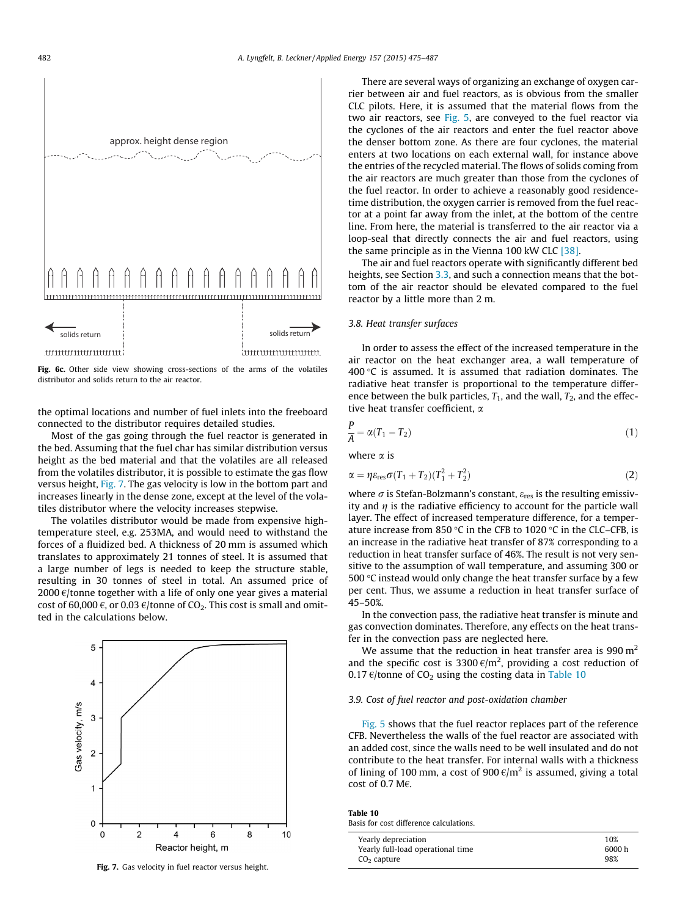Fig. 6c. Other side view showing cross-sections of the arms of the volatiles distributor and solids return to the air reactor.

the optimal locations and number of fuel inlets into the freeboard connected to the distributor requires detailed studies.

Most of the gas going through the fuel reactor is generated in the bed. Assuming that the fuel char has similar distribution versus height as the bed material and that the volatiles are all released from the volatiles distributor, it is possible to estimate the gas flow versus height, Fig. 7. The gas velocity is low in the bottom part and increases linearly in the dense zone, except at the level of the volatiles distributor where the velocity increases stepwise.

The volatiles distributor would be made from expensive high-temperature steel, e.g. 253MA, and would need to withstand the forces of a fluidized bed. A thickness of 20 mm is assumed which translates to approximately 21 tonnes of steel. It is assumed that a large number of legs is needed to keep the structure stable, resulting in 30 tonnes of steel in total. An assumed price of 2000 €/tonne together with a life of only one year gives a material cost of 60,000 €, or 0.03 €/tonne of $CO_2$. This cost is small and omitted in the calculations below.

Fig. 7. Gas velocity in fuel reactor versus height.

There are several ways of organizing an exchange of oxygen carrier between air and fuel reactors, as is obvious from the smaller CLC pilots. Here, it is assumed that the material flows from the two air reactors, see Fig. 5, are conveyed to the fuel reactor via the cyclones of the air reactors and enter the fuel reactor above the denser bottom zone. As there are four cyclones, the material enters at two locations on each external wall, for instance above the entries of the recycled material. The flows of solids coming from the air reactors are much greater than those from the cyclones of the fuel reactor. In order to achieve a reasonably good residence-time distribution, the oxygen carrier is removed from the fuel reactor at a point far away from the inlet, at the bottom of the centre line. From here, the material is transferred to the air reactor via a loop-seal that directly connects the air and fuel reactors, using the same principle as in the Vienna 100 kW CLC [38].

The air and fuel reactors operate with significantly different bed heights, see Section 3.3, and such a connection means that the bottom of the air reactor should be elevated compared to the fuel reactor by a little more than 2 m.

### 3.8. Heat transfer surfaces

In order to assess the effect of the increased temperature in the air reactor on the heat exchanger area, a wall temperature of 400 °C is assumed. It is assumed that radiation dominates. The radiative heat transfer is proportional to the temperature difference between the bulk particles, $T_1$, and the wall, $T_2$, and the effective heat transfer coefficient, $\alpha$

$$\frac{P}{A} = \alpha(T_1 - T_2) \tag{1}$$

where $\alpha$ is

$$\alpha = \eta \varepsilon_{res} \sigma (T_1 + T_2)(T_1^2 + T_2^2) \tag{2}$$

where $\sigma$ is Stefan-Boltzmann's constant, $\varepsilon_{res}$ is the resulting emissivity and $\eta$ is the radiative efficiency to account for the particle wall layer. The effect of increased temperature difference, for a temperature increase from 850 °C in the CFB to 1020 °C in the CLC–CFB, is an increase in the radiative heat transfer of 87% corresponding to a reduction in heat transfer surface of 46%. The result is not very sensitive to the assumption of wall temperature, and assuming 300 or 500 °C instead would only change the heat transfer surface by a few per cent. Thus, we assume a reduction in heat transfer surface of 45–50%.

In the convection pass, the radiative heat transfer is minute and gas convection dominates. Therefore, any effects on the heat transfer in the convection pass are neglected here.

We assume that the reduction in heat transfer area is 990 m$^2$ and the specific cost is 3300 €/m$^2$, providing a cost reduction of 0.17 €/tonne of $CO_2$ using the costing data in Table 10

### 3.9. Cost of fuel reactor and post-oxidation chamber

Fig. 5 shows that the fuel reactor replaces part of the reference CFB. Nevertheless the walls of the fuel reactor are associated with an added cost, since the walls need to be well insulated and do not contribute to the heat transfer. For internal walls with a thickness of lining of 100 mm, a cost of 900 €/m$^2$ is assumed, giving a total cost of 0.7 M€.

**Table 10**
Basis for cost difference calculations.

| | |
|---|---|
| Yearly depreciation | 10% |
| Yearly full-load operational time | 6000 h |
| $CO_2$ capture | 98% |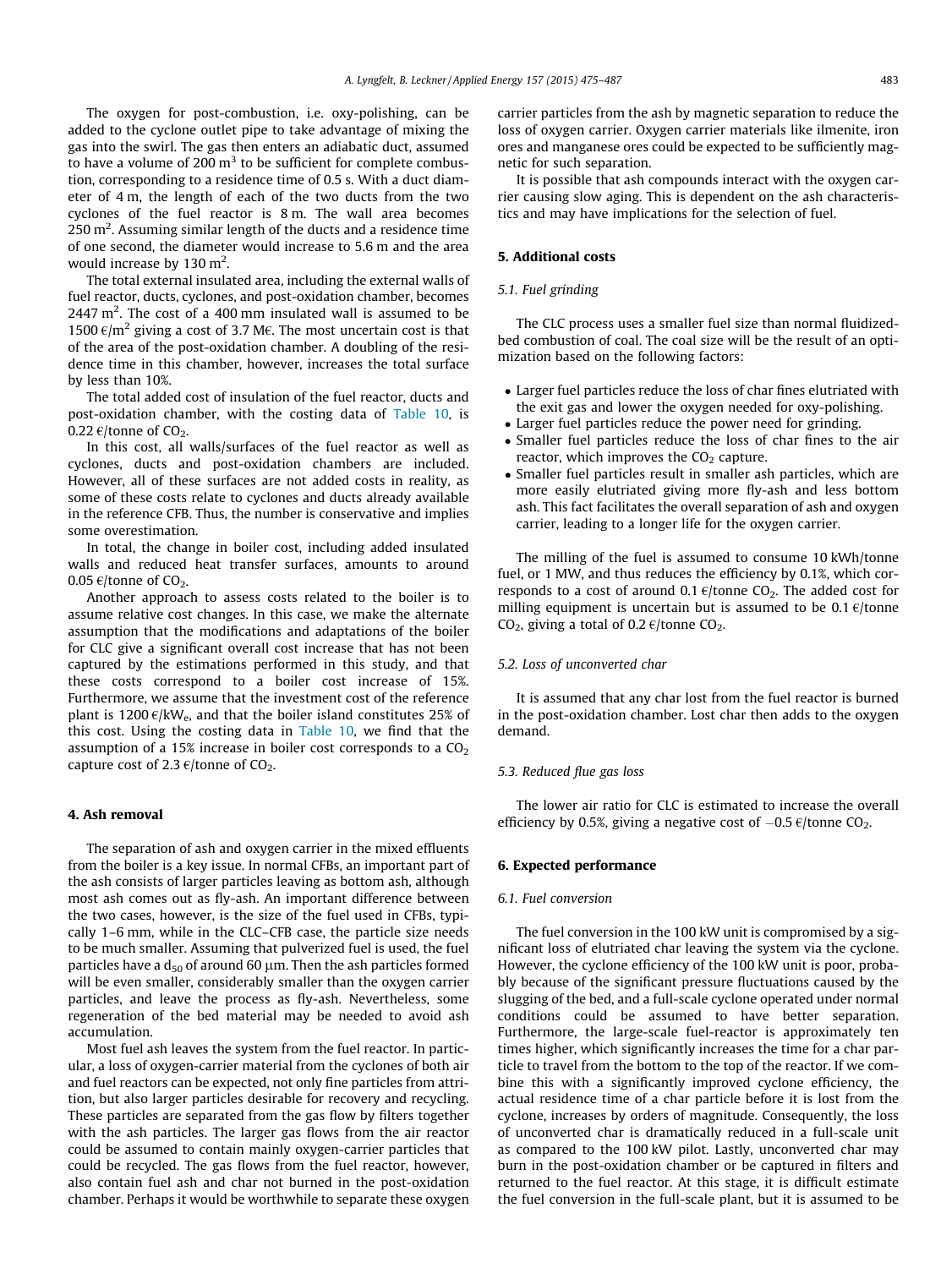The oxygen for post-combustion, i.e. oxy-polishing, can be added to the cyclone outlet pipe to take advantage of mixing the gas into the swirl. The gas then enters an adiabatic duct, assumed to have a volume of 200 $m^3$ to be sufficient for complete combustion, corresponding to a residence time of 0.5 s. With a duct diameter of 4 m, the length of each of the two ducts from the two cyclones of the fuel reactor is 8 m. The wall area becomes 250 $m^2$. Assuming similar length of the ducts and a residence time of one second, the diameter would increase to 5.6 m and the area would increase by 130 $m^2$.

The total external insulated area, including the external walls of fuel reactor, ducts, cyclones, and post-oxidation chamber, becomes 2447 $m^2$. The cost of a 400 mm insulated wall is assumed to be 1500 €/$m^2$ giving a cost of 3.7 M€. The most uncertain cost is that of the area of the post-oxidation chamber. A doubling of the residence time in this chamber, however, increases the total surface by less than 10%.

The total added cost of insulation of the fuel reactor, ducts and post-oxidation chamber, with the costing data of Table 10, is 0.22 €/tonne of $CO_2$.

In this cost, all walls/surfaces of the fuel reactor as well as cyclones, ducts and post-oxidation chambers are included. However, all of these surfaces are not added costs in reality, as some of these costs relate to cyclones and ducts already available in the reference CFB. Thus, the number is conservative and implies some overestimation.

In total, the change in boiler cost, including added insulated walls and reduced heat transfer surfaces, amounts to around 0.05 €/tonne of $CO_2$.

Another approach to assess costs related to the boiler is to assume relative cost changes. In this case, we make the alternate assumption that the modifications and adaptations of the boiler for CLC give a significant overall cost increase that has not been captured by the estimations performed in this study, and that these costs correspond to a boiler cost increase of 15%. Furthermore, we assume that the investment cost of the reference plant is 1200 €/$kW_e$, and that the boiler island constitutes 25% of this cost. Using the costing data in Table 10, we find that the assumption of a 15% increase in boiler cost corresponds to a $CO_2$ capture cost of 2.3 €/tonne of $CO_2$.

## 4. Ash removal

The separation of ash and oxygen carrier in the mixed effluents from the boiler is a key issue. In normal CFBs, an important part of the ash consists of larger particles leaving as bottom ash, although most ash comes out as fly-ash. An important difference between the two cases, however, is the size of the fuel used in CFBs, typically 1–6 mm, while in the CLC–CFB case, the particle size needs to be much smaller. Assuming that pulverized fuel is used, the fuel particles have a $d_{50}$ of around 60 μm. Then the ash particles formed will be even smaller, considerably smaller than the oxygen carrier particles, and leave the process as fly-ash. Nevertheless, some regeneration of the bed material may be needed to avoid ash accumulation.

Most fuel ash leaves the system from the fuel reactor. In particular, a loss of oxygen-carrier material from the cyclones of both air and fuel reactors can be expected, not only fine particles from attrition, but also larger particles desirable for recovery and recycling. These particles are separated from the gas flow by filters together with the ash particles. The larger gas flows from the air reactor could be assumed to contain mainly oxygen-carrier particles that could be recycled. The gas flows from the fuel reactor, however, also contain fuel ash and char not burned in the post-oxidation chamber. Perhaps it would be worthwhile to separate these oxygen carrier particles from the ash by magnetic separation to reduce the loss of oxygen carrier. Oxygen carrier materials like ilmenite, iron ores and manganese ores could be expected to be sufficiently magnetic for such separation.

It is possible that ash compounds interact with the oxygen carrier causing slow aging. This is dependent on the ash characteristics and may have implications for the selection of fuel.

## 5. Additional costs

### 5.1. Fuel grinding

The CLC process uses a smaller fuel size than normal fluidized-bed combustion of coal. The coal size will be the result of an optimization based on the following factors:

- Larger fuel particles reduce the loss of char fines elutriated with the exit gas and lower the oxygen needed for oxy-polishing.
- Larger fuel particles reduce the power need for grinding.
- Smaller fuel particles reduce the loss of char fines to the air reactor, which improves the $CO_2$ capture.
- Smaller fuel particles result in smaller ash particles, which are more easily elutriated giving more fly-ash and less bottom ash. This fact facilitates the overall separation of ash and oxygen carrier, leading to a longer life for the oxygen carrier.

The milling of the fuel is assumed to consume 10 kWh/tonne fuel, or 1 MW, and thus reduces the efficiency by 0.1%, which corresponds to a cost of around 0.1 €/tonne $CO_2$. The added cost for milling equipment is uncertain but is assumed to be 0.1 €/tonne $CO_2$, giving a total of 0.2 €/tonne $CO_2$.

### 5.2. Loss of unconverted char

It is assumed that any char lost from the fuel reactor is burned in the post-oxidation chamber. Lost char then adds to the oxygen demand.

### 5.3. Reduced flue gas loss

The lower air ratio for CLC is estimated to increase the overall efficiency by 0.5%, giving a negative cost of −0.5 €/tonne $CO_2$.

## 6. Expected performance

### 6.1. Fuel conversion

The fuel conversion in the 100 kW unit is compromised by a significant loss of elutriated char leaving the system via the cyclone. However, the cyclone efficiency of the 100 kW unit is poor, probably because of the significant pressure fluctuations caused by the slugging of the bed, and a full-scale cyclone operated under normal conditions could be assumed to have better separation. Furthermore, the large-scale fuel-reactor is approximately ten times higher, which significantly increases the time for a char particle to travel from the bottom to the top of the reactor. If we combine this with a significantly improved cyclone efficiency, the actual residence time of a char particle before it is lost from the cyclone, increases by orders of magnitude. Consequently, the loss of unconverted char is dramatically reduced in a full-scale unit as compared to the 100 kW pilot. Lastly, unconverted char may burn in the post-oxidation chamber or be captured in filters and returned to the fuel reactor. At this stage, it is difficult estimate the fuel conversion in the full-scale plant, but it is assumed to be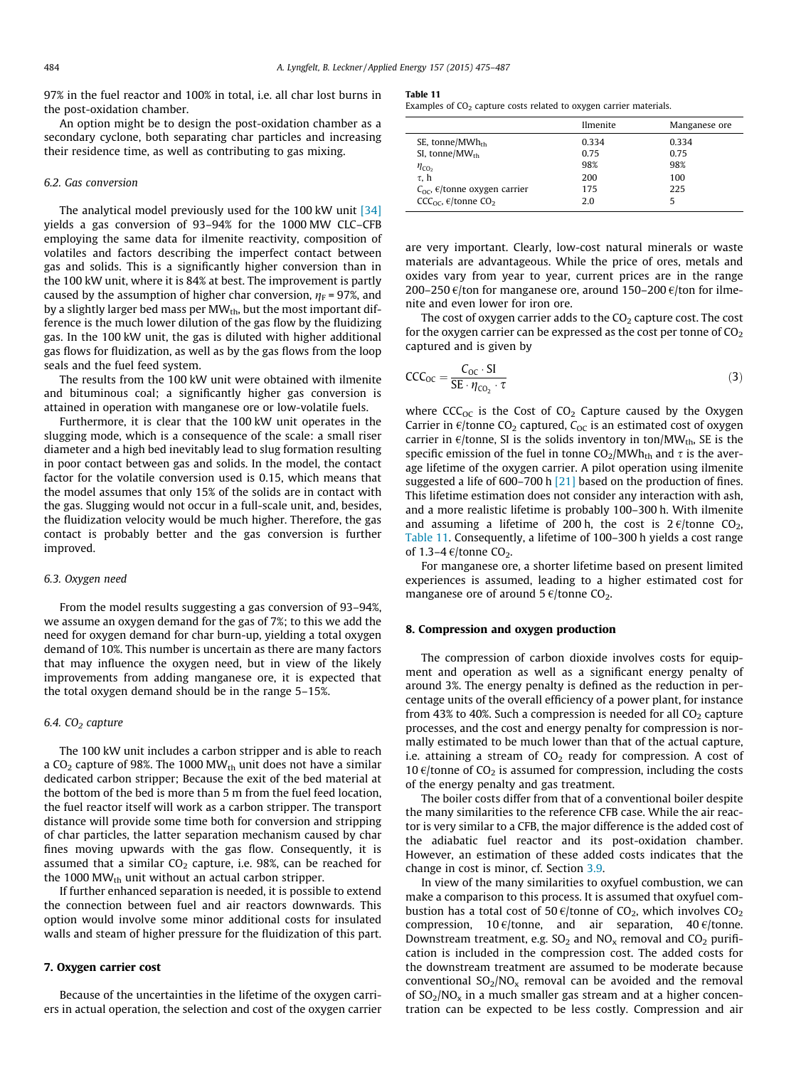97% in the fuel reactor and 100% in total, i.e. all char lost burns in the post-oxidation chamber.

An option might be to design the post-oxidation chamber as a secondary cyclone, both separating char particles and increasing their residence time, as well as contributing to gas mixing.

### 6.2. Gas conversion

The analytical model previously used for the 100 kW unit [34] yields a gas conversion of 93–94% for the 1000 MW CLC–CFB employing the same data for ilmenite reactivity, composition of volatiles and factors describing the imperfect contact between gas and solids. This is a significantly higher conversion than in the 100 kW unit, where it is 84% at best. The improvement is partly caused by the assumption of higher char conversion, $\eta_F = 97\%$, and by a slightly larger bed mass per $MW_{th}$, but the most important difference is the much lower dilution of the gas flow by the fluidizing gas. In the 100 kW unit, the gas is diluted with higher additional gas flows for fluidization, as well as by the gas flows from the loop seals and the fuel feed system.

The results from the 100 kW unit were obtained with ilmenite and bituminous coal; a significantly higher gas conversion is attained in operation with manganese ore or low-volatile fuels.

Furthermore, it is clear that the 100 kW unit operates in the slugging mode, which is a consequence of the scale: a small riser diameter and a high bed inevitably lead to slug formation resulting in poor contact between gas and solids. In the model, the contact factor for the volatile conversion used is 0.15, which means that the model assumes that only 15% of the solids are in contact with the gas. Slugging would not occur in a full-scale unit, and, besides, the fluidization velocity would be much higher. Therefore, the gas contact is probably better and the gas conversion is further improved.

### 6.3. Oxygen need

From the model results suggesting a gas conversion of 93–94%, we assume an oxygen demand for the gas of 7%; to this we add the need for oxygen demand for char burn-up, yielding a total oxygen demand of 10%. This number is uncertain as there are many factors that may influence the oxygen need, but in view of the likely improvements from adding manganese ore, it is expected that the total oxygen demand should be in the range 5–15%.

### 6.4. $CO_2$ capture

The 100 kW unit includes a carbon stripper and is able to reach a $CO_2$ capture of 98%. The 1000 $MW_{th}$ unit does not have a similar dedicated carbon stripper; Because the exit of the bed material at the bottom of the bed is more than 5 m from the fuel feed location, the fuel reactor itself will work as a carbon stripper. The transport distance will provide some time both for conversion and stripping of char particles, the latter separation mechanism caused by char fines moving upwards with the gas flow. Consequently, it is assumed that a similar $CO_2$ capture, i.e. 98%, can be reached for the 1000 $MW_{th}$ unit without an actual carbon stripper.

If further enhanced separation is needed, it is possible to extend the connection between fuel and air reactors downwards. This option would involve some minor additional costs for insulated walls and steam of higher pressure for the fluidization of this part.

## 7. Oxygen carrier cost

Because of the uncertainties in the lifetime of the oxygen carriers in actual operation, the selection and cost of the oxygen carrier are very important. Clearly, low-cost natural minerals or waste materials are advantageous. While the price of ores, metals and oxides vary from year to year, current prices are in the range 200–250 €/ton for manganese ore, around 150–200 €/ton for ilmenite and even lower for iron ore.

**Table 11**
Examples of $CO_2$ capture costs related to oxygen carrier materials.

| | Ilmenite | Manganese ore |
|---|---|---|
| SE, tonne/$MWh_{th}$ | 0.334 | 0.334 |
| SI, tonne/$MW_{th}$ | 0.75 | 0.75 |
| $\eta_{CO_2}$ | 98% | 98% |
| $\tau$, h | 200 | 100 |
| $C_{OC}$, €/tonne oxygen carrier | 175 | 225 |
| $CCC_{OC}$, €/tonne $CO_2$ | 2.0 | 5 |

The cost of oxygen carrier adds to the $CO_2$ capture cost. The cost for the oxygen carrier can be expressed as the cost per tonne of $CO_2$ captured and is given by

$$CCC_{OC} = \frac{C_{OC} \cdot SI}{SE \cdot \eta_{CO_2} \cdot \tau} \tag{3}$$

where $CCC_{OC}$ is the Cost of $CO_2$ Capture caused by the Oxygen Carrier in €/tonne $CO_2$ captured, $C_{OC}$ is an estimated cost of oxygen carrier in €/tonne, SI is the solids inventory in ton/$MW_{th}$, SE is the specific emission of the fuel in tonne $CO_2$/$MWh_{th}$ and $\tau$ is the average lifetime of the oxygen carrier. A pilot operation using ilmenite suggested a life of 600–700 h [21] based on the production of fines. This lifetime estimation does not consider any interaction with ash, and a more realistic lifetime is probably 100–300 h. With ilmenite and assuming a lifetime of 200 h, the cost is 2 €/tonne $CO_2$, Table 11. Consequently, a lifetime of 100–300 h yields a cost range of 1.3–4 €/tonne $CO_2$.

For manganese ore, a shorter lifetime based on present limited experiences is assumed, leading to a higher estimated cost for manganese ore of around 5 €/tonne $CO_2$.

## 8. Compression and oxygen production

The compression of carbon dioxide involves costs for equipment and operation as well as a significant energy penalty of around 3%. The energy penalty is defined as the reduction in percentage units of the overall efficiency of a power plant, for instance from 43% to 40%. Such a compression is needed for all $CO_2$ capture processes, and the cost and energy penalty for compression is normally estimated to be much lower than that of the actual capture, i.e. attaining a stream of $CO_2$ ready for compression. A cost of 10 €/tonne of $CO_2$ is assumed for compression, including the costs of the energy penalty and gas treatment.

The boiler costs differ from that of a conventional boiler despite the many similarities to the reference CFB case. While the air reactor is very similar to a CFB, the major difference is the added cost of the adiabatic fuel reactor and its post-oxidation chamber. However, an estimation of these added costs indicates that the change in cost is minor, cf. Section 3.9.

In view of the many similarities to oxyfuel combustion, we can make a comparison to this process. It is assumed that oxyfuel combustion has a total cost of 50 €/tonne of $CO_2$, which involves $CO_2$ compression, 10 €/tonne, and air separation, 40 €/tonne. Downstream treatment, e.g. $SO_2$ and $NO_x$ removal and $CO_2$ purification is included in the compression cost. The added costs for the downstream treatment are assumed to be moderate because conventional $SO_2$/$NO_x$ removal can be avoided and the removal of $SO_2$/$NO_x$ in a much smaller gas stream and at a higher concentration can be expected to be less costly. Compression and air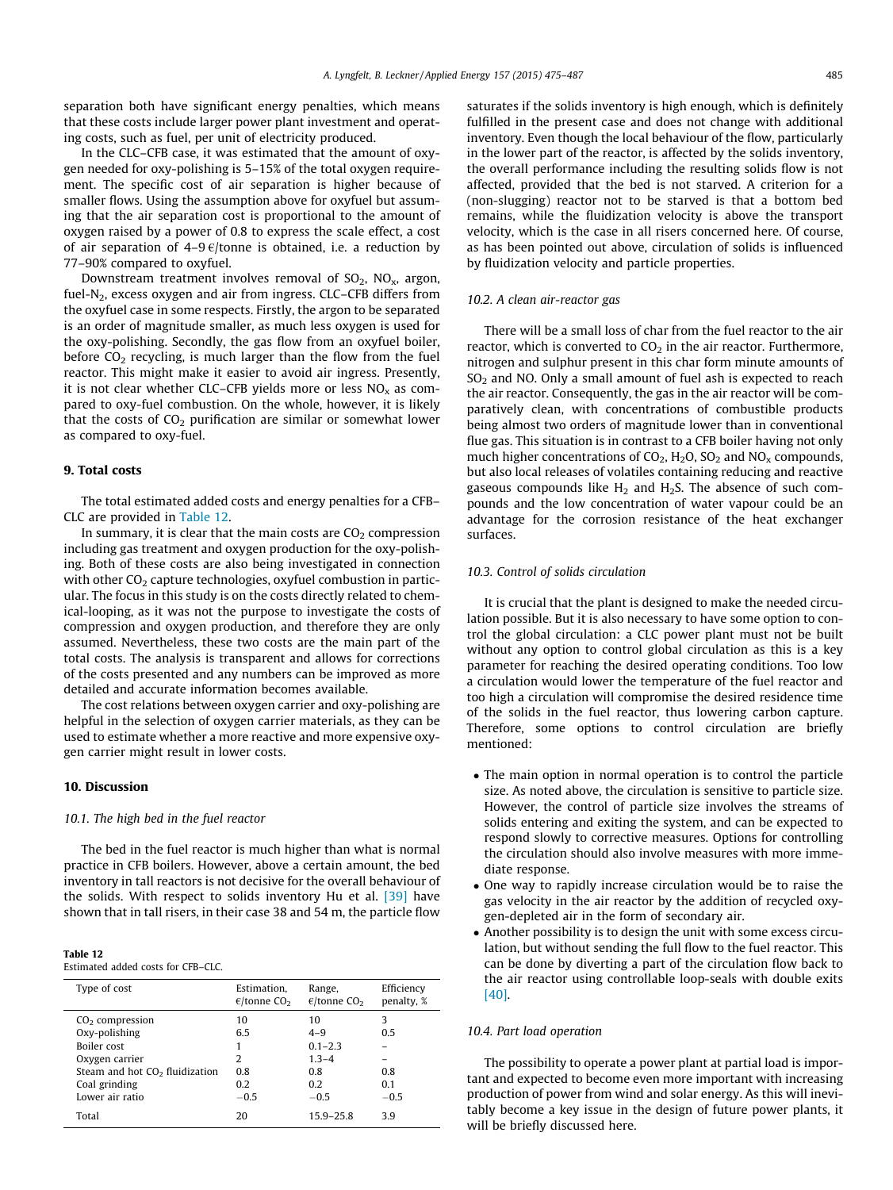separation both have significant energy penalties, which means that these costs include larger power plant investment and operating costs, such as fuel, per unit of electricity produced.

In the CLC–CFB case, it was estimated that the amount of oxygen needed for oxy-polishing is 5–15% of the total oxygen requirement. The specific cost of air separation is higher because of smaller flows. Using the assumption above for oxyfuel but assuming that the air separation cost is proportional to the amount of oxygen raised by a power of 0.8 to express the scale effect, a cost of air separation of 4–9 €/tonne is obtained, i.e. a reduction by 77–90% compared to oxyfuel.

Downstream treatment involves removal of $SO_2$, $NO_x$, argon, fuel-$N_2$, excess oxygen and air from ingress. CLC–CFB differs from the oxyfuel case in some respects. Firstly, the argon to be separated is an order of magnitude smaller, as much less oxygen is used for the oxy-polishing. Secondly, the gas flow from an oxyfuel boiler, before $CO_2$ recycling, is much larger than the flow from the fuel reactor. This might make it easier to avoid air ingress. Presently, it is not clear whether CLC–CFB yields more or less $NO_x$ as compared to oxy-fuel combustion. On the whole, however, it is likely that the costs of $CO_2$ purification are similar or somewhat lower as compared to oxy-fuel.

## 9. Total costs

The total estimated added costs and energy penalties for a CFB–CLC are provided in Table 12.

In summary, it is clear that the main costs are $CO_2$ compression including gas treatment and oxygen production for the oxy-polishing. Both of these costs are also being investigated in connection with other $CO_2$ capture technologies, oxyfuel combustion in particular. The focus in this study is on the costs directly related to chemical-looping, as it was not the purpose to investigate the costs of compression and oxygen production, and therefore they are only assumed. Nevertheless, these two costs are the main part of the total costs. The analysis is transparent and allows for corrections of the costs presented and any numbers can be improved as more detailed and accurate information becomes available.

The cost relations between oxygen carrier and oxy-polishing are helpful in the selection of oxygen carrier materials, as they can be used to estimate whether a more reactive and more expensive oxygen carrier might result in lower costs.

**Table 12**
Estimated added costs for CFB–CLC.

| Type of cost | Estimation, €/tonne $CO_2$ | Range, €/tonne $CO_2$ | Efficiency penalty, % |
|---|---|---|---|
| $CO_2$ compression | 10 | 10 | 3 |
| Oxy-polishing | 6.5 | 4–9 | 0.5 |
| Boiler cost | 1 | 0.1–2.3 | – |
| Oxygen carrier | 2 | 1.3–4 | – |
| Steam and hot $CO_2$ fluidization | 0.8 | 0.8 | 0.8 |
| Coal grinding | 0.2 | 0.2 | 0.1 |
| Lower air ratio | −0.5 | −0.5 | −0.5 |
| Total | 20 | 15.9–25.8 | 3.9 |

## 10. Discussion

### 10.1. The high bed in the fuel reactor

The bed in the fuel reactor is much higher than what is normal practice in CFB boilers. However, above a certain amount, the bed inventory in tall reactors is not decisive for the overall behaviour of the solids. With respect to solids inventory Hu et al. [39] have shown that in tall risers, in their case 38 and 54 m, the particle flow saturates if the solids inventory is high enough, which is definitely fulfilled in the present case and does not change with additional inventory. Even though the local behaviour of the flow, particularly in the lower part of the reactor, is affected by the solids inventory, the overall performance including the resulting solids flow is not affected, provided that the bed is not starved. A criterion for a (non-slugging) reactor not to be starved is that a bottom bed remains, while the fluidization velocity is above the transport velocity, which is the case in all risers concerned here. Of course, as has been pointed out above, circulation of solids is influenced by fluidization velocity and particle properties.

### 10.2. A clean air-reactor gas

There will be a small loss of char from the fuel reactor to the air reactor, which is converted to $CO_2$ in the air reactor. Furthermore, nitrogen and sulphur present in this char form minute amounts of $SO_2$ and NO. Only a small amount of fuel ash is expected to reach the air reactor. Consequently, the gas in the air reactor will be comparatively clean, with concentrations of combustible products being almost two orders of magnitude lower than in conventional flue gas. This situation is in contrast to a CFB boiler having not only much higher concentrations of $CO_2$, $H_2O$, $SO_2$ and $NO_x$ compounds, but also local releases of volatiles containing reducing and reactive gaseous compounds like $H_2$ and $H_2S$. The absence of such compounds and the low concentration of water vapour could be an advantage for the corrosion resistance of the heat exchanger surfaces.

### 10.3. Control of solids circulation

It is crucial that the plant is designed to make the needed circulation possible. But it is also necessary to have some option to control the global circulation: a CLC power plant must not be built without any option to control global circulation as this is a key parameter for reaching the desired operating conditions. Too low a circulation would lower the temperature of the fuel reactor and too high a circulation will compromise the desired residence time of the solids in the fuel reactor, thus lowering carbon capture. Therefore, some options to control circulation are briefly mentioned:

- The main option in normal operation is to control the particle size. As noted above, the circulation is sensitive to particle size. However, the control of particle size involves the streams of solids entering and exiting the system, and can be expected to respond slowly to corrective measures. Options for controlling the circulation should also involve measures with more immediate response.
- One way to rapidly increase circulation would be to raise the gas velocity in the air reactor by the addition of recycled oxygen-depleted air in the form of secondary air.
- Another possibility is to design the unit with some excess circulation, but without sending the full flow to the fuel reactor. This can be done by diverting a part of the circulation flow back to the air reactor using controllable loop-seals with double exits [40].

### 10.4. Part load operation

The possibility to operate a power plant at partial load is important and expected to become even more important with increasing production of power from wind and solar energy. As this will inevitably become a key issue in the design of future power plants, it will be briefly discussed here.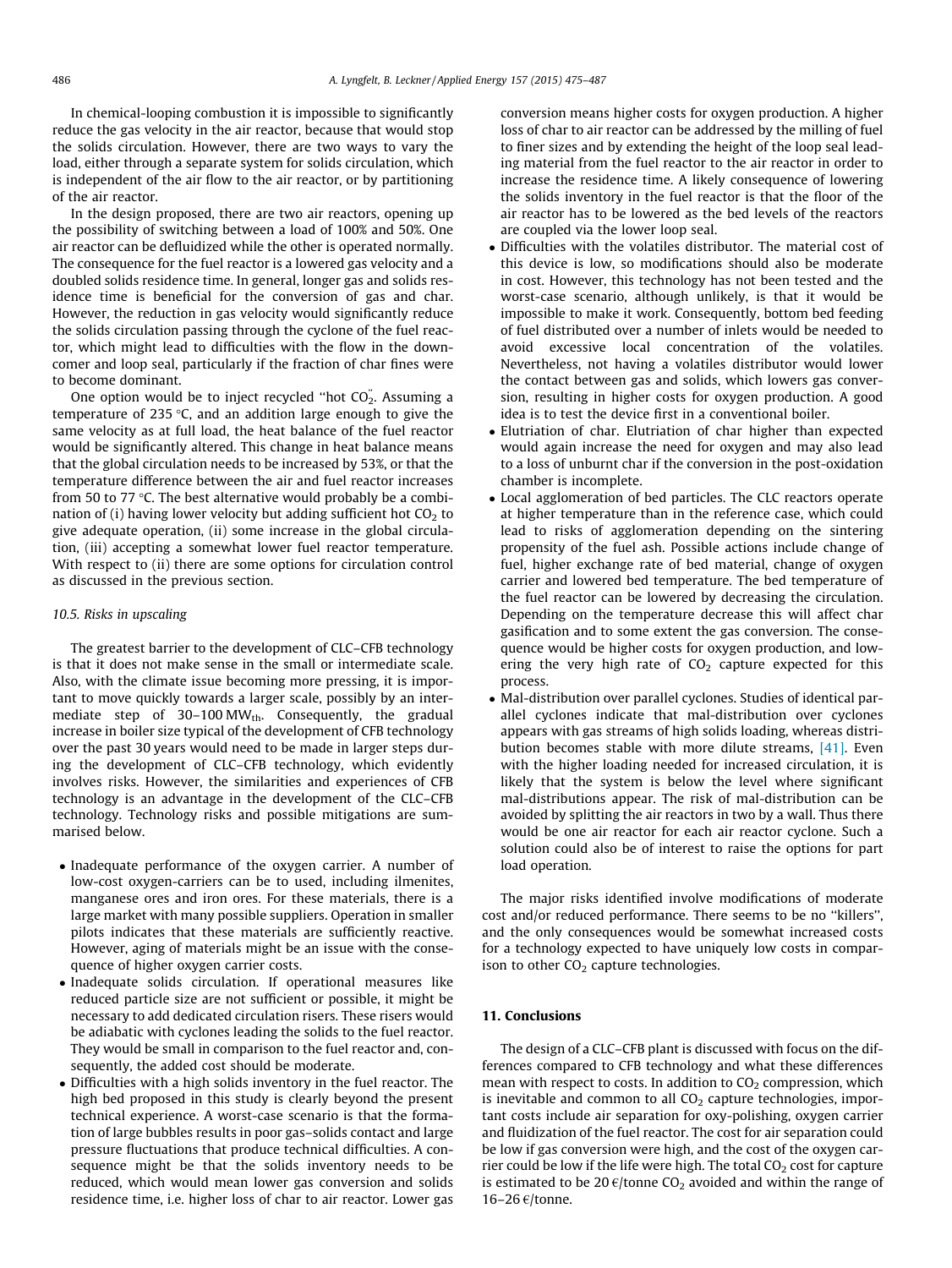In chemical-looping combustion it is impossible to significantly reduce the gas velocity in the air reactor, because that would stop the solids circulation. However, there are two ways to vary the load, either through a separate system for solids circulation, which is independent of the air flow to the air reactor, or by partitioning of the air reactor.

In the design proposed, there are two air reactors, opening up the possibility of switching between a load of 100% and 50%. One air reactor can be defluidized while the other is operated normally. The consequence for the fuel reactor is a lowered gas velocity and a doubled solids residence time. In general, longer gas and solids residence time is beneficial for the conversion of gas and char. However, the reduction in gas velocity would significantly reduce the solids circulation passing through the cyclone of the fuel reactor, which might lead to difficulties with the flow in the downcomer and loop seal, particularly if the fraction of char fines were to become dominant.

One option would be to inject recycled "hot $CO_2$". Assuming a temperature of 235 °C, and an addition large enough to give the same velocity as at full load, the heat balance of the fuel reactor would be significantly altered. This change in heat balance means that the global circulation needs to be increased by 53%, or that the temperature difference between the air and fuel reactor increases from 50 to 77 °C. The best alternative would probably be a combination of (i) having lower velocity but adding sufficient hot $CO_2$ to give adequate operation, (ii) some increase in the global circulation, (iii) accepting a somewhat lower fuel reactor temperature. With respect to (ii) there are some options for circulation control as discussed in the previous section.

### 10.5. Risks in upscaling

The greatest barrier to the development of CLC–CFB technology is that it does not make sense in the small or intermediate scale. Also, with the climate issue becoming more pressing, it is important to move quickly towards a larger scale, possibly by an intermediate step of 30–100 $MW_{th}$. Consequently, the gradual increase in boiler size typical of the development of CFB technology over the past 30 years would need to be made in larger steps during the development of CLC–CFB technology, which evidently involves risks. However, the similarities and experiences of CFB technology is an advantage in the development of the CLC–CFB technology. Technology risks and possible mitigations are summarised below.

- Inadequate performance of the oxygen carrier. A number of low-cost oxygen-carriers can be to used, including ilmenites, manganese ores and iron ores. For these materials, there is a large market with many possible suppliers. Operation in smaller pilots indicates that these materials are sufficiently reactive. However, aging of materials might be an issue with the consequence of higher oxygen carrier costs.
- Inadequate solids circulation. If operational measures like reduced particle size are not sufficient or possible, it might be necessary to add dedicated circulation risers. These risers would be adiabatic with cyclones leading the solids to the fuel reactor. They would be small in comparison to the fuel reactor and, consequently, the added cost should be moderate.
- Difficulties with a high solids inventory in the fuel reactor. The high bed proposed in this study is clearly beyond the present technical experience. A worst-case scenario is that the formation of large bubbles results in poor gas–solids contact and large pressure fluctuations that produce technical difficulties. A consequence might be that the solids inventory needs to be reduced, which would mean lower gas conversion and solids residence time, i.e. higher loss of char to air reactor. Lower gas conversion means higher costs for oxygen production. A higher loss of char to air reactor can be addressed by the milling of fuel to finer sizes and by extending the height of the loop seal leading material from the fuel reactor to the air reactor in order to increase the residence time. A likely consequence of lowering the solids inventory in the fuel reactor is that the floor of the air reactor has to be lowered as the bed levels of the reactors are coupled via the lower loop seal.
- Difficulties with the volatiles distributor. The material cost of this device is low, so modifications should also be moderate in cost. However, this technology has not been tested and the worst-case scenario, although unlikely, is that it would be impossible to make it work. Consequently, bottom bed feeding of fuel distributed over a number of inlets would be needed to avoid excessive local concentration of the volatiles. Nevertheless, not having a volatiles distributor would lower the contact between gas and solids, which lowers gas conversion, resulting in higher costs for oxygen production. A good idea is to test the device first in a conventional boiler.
- Elutriation of char. Elutriation of char higher than expected would again increase the need for oxygen and may also lead to a loss of unburnt char if the conversion in the post-oxidation chamber is incomplete.
- Local agglomeration of bed particles. The CLC reactors operate at higher temperature than in the reference case, which could lead to risks of agglomeration depending on the sintering propensity of the fuel ash. Possible actions include change of fuel, higher exchange rate of bed material, change of oxygen carrier and lowered bed temperature. The bed temperature of the fuel reactor can be lowered by decreasing the circulation. Depending on the temperature decrease this will affect char gasification and to some extent the gas conversion. The consequence would be higher costs for oxygen production, and lowering the very high rate of $CO_2$ capture expected for this process.
- Mal-distribution over parallel cyclones. Studies of identical parallel cyclones indicate that mal-distribution over cyclones appears with gas streams of high solids loading, whereas distribution becomes stable with more dilute streams, [41]. Even with the higher loading needed for increased circulation, it is likely that the system is below the level where significant mal-distributions appear. The risk of mal-distribution can be avoided by splitting the air reactors in two by a wall. Thus there would be one air reactor for each air reactor cyclone. Such a solution could also be of interest to raise the options for part load operation.

The major risks identified involve modifications of moderate cost and/or reduced performance. There seems to be no "killers", and the only consequences would be somewhat increased costs for a technology expected to have uniquely low costs in comparison to other $CO_2$ capture technologies.

## 11. Conclusions

The design of a CLC–CFB plant is discussed with focus on the differences compared to CFB technology and what these differences mean with respect to costs. In addition to $CO_2$ compression, which is inevitable and common to all $CO_2$ capture technologies, important costs include air separation for oxy-polishing, oxygen carrier and fluidization of the fuel reactor. The cost for air separation could be low if gas conversion were high, and the cost of the oxygen carrier could be low if the life were high. The total $CO_2$ cost for capture is estimated to be 20 €/tonne $CO_2$ avoided and within the range of 16–26 €/tonne.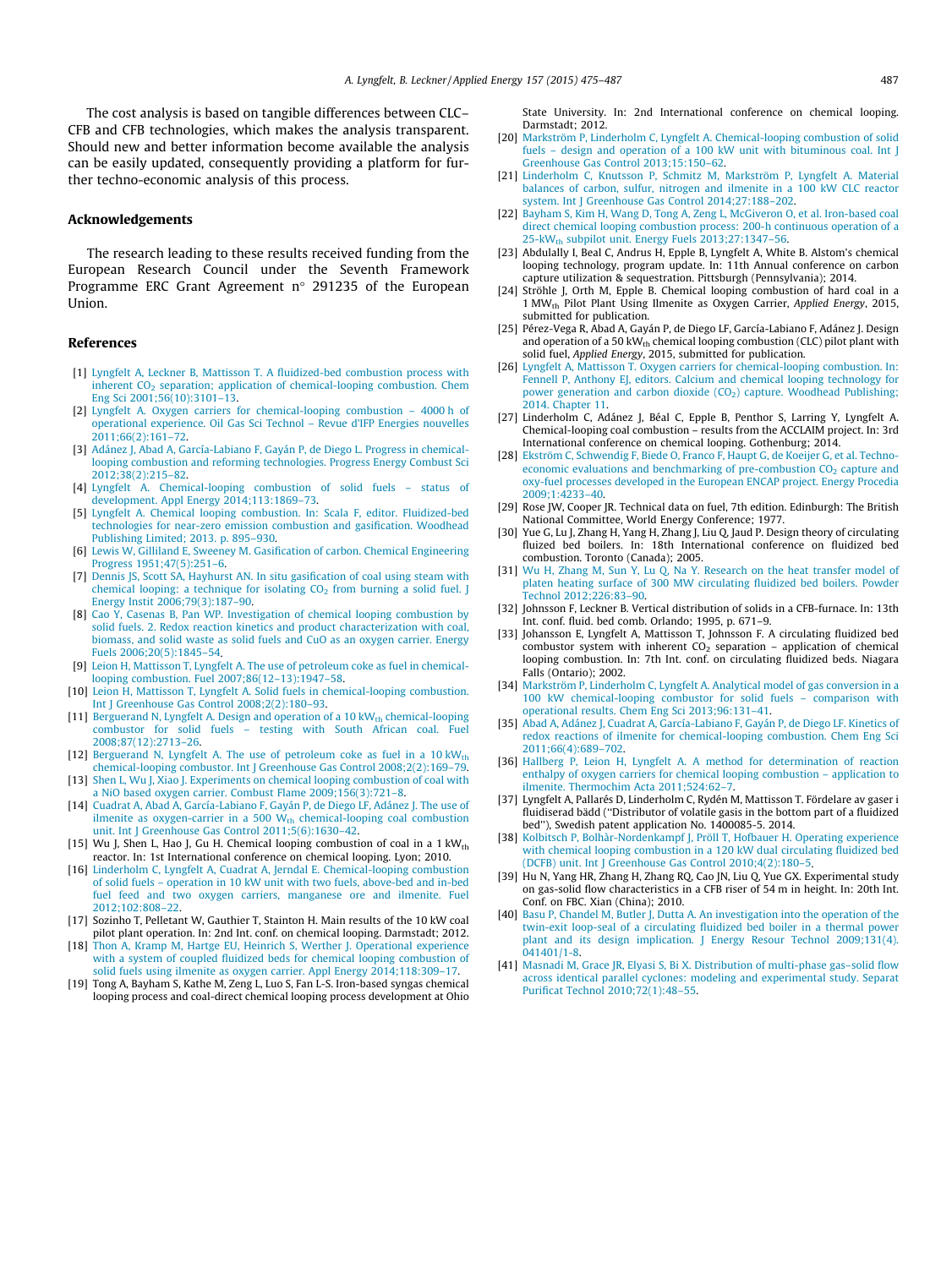The cost analysis is based on tangible differences between CLC–CFB and CFB technologies, which makes the analysis transparent. Should new and better information become available the analysis can be easily updated, consequently providing a platform for further techno-economic analysis of this process.

## Acknowledgements

The research leading to these results received funding from the European Research Council under the Seventh Framework Programme ERC Grant Agreement n° 291235 of the European Union.

## References

[1] Lyngfelt A, Leckner B, Mattisson T. A fluidized-bed combustion process with inherent $CO_2$ separation; application of chemical-looping combustion. Chem Eng Sci 2001;56(10):3101–13.

[2] Lyngfelt A. Oxygen carriers for chemical-looping combustion – 4000 h of operational experience. Oil Gas Sci Technol – Revue d'IFP Energies nouvelles 2011;66(2):161–72.

[3] Adánez J, Abad A, García-Labiano F, Gayán P, de Diego L. Progress in chemical-looping combustion and reforming technologies. Progress Energy Combust Sci 2012;38(2):215–82.

[4] Lyngfelt A. Chemical-looping combustion of solid fuels – status of development. Appl Energy 2014;113:1869–73.

[5] Lyngfelt A. Chemical looping combustion. In: Scala F, editor. Fluidized-bed technologies for near-zero emission combustion and gasification. Woodhead Publishing Limited; 2013. p. 895–930.

[6] Lewis W, Gilliland E, Sweeney M. Gasification of carbon. Chemical Engineering Progress 1951;47(5):251–6.

[7] Dennis JS, Scott SA, Hayhurst AN. In situ gasification of coal using steam with chemical looping: a technique for isolating $CO_2$ from burning a solid fuel. J Energy Instit 2006;79(3):187–90.

[8] Cao Y, Casenas B, Pan WP. Investigation of chemical looping combustion by solid fuels. 2. Redox reaction kinetics and product characterization with coal, biomass, and solid waste as solid fuels and CuO as an oxygen carrier. Energy Fuels 2006;20(5):1845–54.

[9] Leion H, Mattisson T, Lyngfelt A. The use of petroleum coke as fuel in chemical-looping combustion. Fuel 2007;86(12–13):1947–58.

[10] Leion H, Mattisson T, Lyngfelt A. Solid fuels in chemical-looping combustion. Int J Greenhouse Gas Control 2008;2(2):180–93.

[11] Berguerand N, Lyngfelt A. Design and operation of a 10 $kW_{th}$ chemical-looping combustor for solid fuels – testing with South African coal. Fuel 2008;87(12):2713–26.

[12] Berguerand N, Lyngfelt A. The use of petroleum coke as fuel in a 10 $kW_{th}$ chemical-looping combustor. Int J Greenhouse Gas Control 2008;2(2):169–79.

[13] Shen L, Wu J, Xiao J. Experiments on chemical looping combustion of coal with a NiO based oxygen carrier. Combust Flame 2009;156(3):721–8.

[14] Cuadrat A, Abad A, García-Labiano F, Gayán P, de Diego LF, Adánez J. The use of ilmenite as oxygen-carrier in a 500 $W_{th}$ chemical-looping coal combustion unit. Int J Greenhouse Gas Control 2011;5(6):1630–42.

[15] Wu J, Shen L, Hao J, Gu H. Chemical looping combustion of coal in a 1 $kW_{th}$ reactor. In: 1st International conference on chemical looping. Lyon; 2010.

[16] Linderholm C, Lyngfelt A, Cuadrat A, Jerndal E. Chemical-looping combustion of solid fuels – operation in 10 kW unit with two fuels, above-bed and in-bed fuel feed and two oxygen carriers, manganese ore and ilmenite. Fuel 2012;102:808–22.

[17] Sozinho T, Pelletant W, Gauthier T, Stainton H. Main results of the 10 kW coal pilot plant operation. In: 2nd Int. conf. on chemical looping. Darmstadt; 2012.

[18] Thon A, Kramp M, Hartge EU, Heinrich S, Werther J. Operational experience with a system of coupled fluidized beds for chemical looping combustion of solid fuels using ilmenite as oxygen carrier. Appl Energy 2014;118:309–17.

[19] Tong A, Bayham S, Kathe M, Zeng L, Luo S, Fan L-S. Iron-based syngas chemical looping process and coal-direct chemical looping process development at Ohio State University. In: 2nd International conference on chemical looping. Darmstadt; 2012.

[20] Markström P, Linderholm C, Lyngfelt A. Chemical-looping combustion of solid fuels – design and operation of a 100 kW unit with bituminous coal. Int J Greenhouse Gas Control 2013;15:150–62.

[21] Linderholm C, Knutsson P, Schmitz M, Markström P, Lyngfelt A. Material balances of carbon, sulfur, nitrogen and ilmenite in a 100 kW CLC reactor system. Int J Greenhouse Gas Control 2014;27:188–202.

[22] Bayham S, Kim H, Wang D, Tong A, Zeng L, McGiveron O, et al. Iron-based coal direct chemical looping combustion process: 200-h continuous operation of a 25-$kW_{th}$ subpilot unit. Energy Fuels 2013;27:1347–56.

[23] Abdulally I, Beal C, Andrus H, Epple B, Lyngfelt A, White B. Alstom's chemical looping technology, program update. In: 11th Annual conference on carbon capture utilization & sequestration. Pittsburgh (Pennsylvania); 2014.

[24] Ströhle J, Orth M, Epple B. Chemical looping combustion of hard coal in a 1 $MW_{th}$ Pilot Plant Using Ilmenite as Oxygen Carrier, *Applied Energy*, 2015, submitted for publication.

[25] Pérez-Vega R, Abad A, Gayán P, de Diego LF, García-Labiano F, Adánez J. Design and operation of a 50 $kW_{th}$ chemical looping combustion (CLC) pilot plant with solid fuel, *Applied Energy*, 2015, submitted for publication.

[26] Lyngfelt A, Mattisson T. Oxygen carriers for chemical-looping combustion. In: Fennell P, Anthony EJ, editors. Calcium and chemical looping technology for power generation and carbon dioxide ($CO_2$) capture. Woodhead Publishing; 2014. Chapter 11.

[27] Linderholm C, Adánez J, Béal C, Epple B, Penthor S, Larring Y, Lyngfelt A. Chemical-looping coal combustion – results from the ACCLAIM project. In: 3rd International conference on chemical looping. Gothenburg; 2014.

[28] Ekström C, Schwendig F, Biede O, Franco F, Haupt G, de Koeijer G, et al. Techno-economic evaluations and benchmarking of pre-combustion $CO_2$ capture and oxy-fuel processes developed in the European ENCAP project. Energy Procedia 2009;1:4233–40.

[29] Rose JW, Cooper JR. Technical data on fuel, 7th edition. Edinburgh: The British National Committee, World Energy Conference; 1977.

[30] Yue G, Lu J, Zhang H, Yang H, Zhang J, Liu Q, Jaud P. Design theory of circulating fluized bed boilers. In: 18th International conference on fluidized bed combustion. Toronto (Canada); 2005.

[31] Wu H, Zhang M, Sun Y, Lu Q, Na Y. Research on the heat transfer model of platen heating surface of 300 MW circulating fluidized bed boilers. Powder Technol 2012;226:83–90.

[32] Johnsson F, Leckner B. Vertical distribution of solids in a CFB-furnace. In: 13th Int. conf. fluid. bed comb. Orlando; 1995, p. 671–9.

[33] Johansson E, Lyngfelt A, Mattisson T, Johnsson F. A circulating fluidized bed combustor system with inherent $CO_2$ separation – application of chemical looping combustion. In: 7th Int. conf. on circulating fluidized beds. Niagara Falls (Ontario); 2002.

[34] Markström P, Linderholm C, Lyngfelt A. Analytical model of gas conversion in a 100 kW chemical-looping combustor for solid fuels – comparison with operational results. Chem Eng Sci 2013;96:131–41.

[35] Abad A, Adánez J, Cuadrat A, García-Labiano F, Gayán P, de Diego LF. Kinetics of redox reactions of ilmenite for chemical-looping combustion. Chem Eng Sci 2011;66(4):689–702.

[36] Hallberg P, Leion H, Lyngfelt A. A method for determination of reaction enthalpy of oxygen carriers for chemical looping combustion – application to ilmenite. Thermochim Acta 2011;524:62–7.

[37] Lyngfelt A, Pallarès D, Linderholm C, Rydén M, Mattisson T. Fördelare av gaser i fluidiserad bädd ("Distributor of volatile gasis in the bottom part of a fluidized bed"), Swedish patent application No. 1400085-5. 2014.

[38] Kolbitsch P, Bolhàr-Nordenkampf J, Pröll T, Hofbauer H. Operating experience with chemical looping combustion in a 120 kW dual circulating fluidized bed (DCFB) unit. Int J Greenhouse Gas Control 2010;4(2):180–5.

[39] Hu N, Yang HR, Zhang H, Zhang RQ, Cao JN, Liu Q, Yue GX. Experimental study on gas-solid flow characteristics in a CFB riser of 54 m in height. In: 20th Int. Conf. on FBC. Xian (China); 2010.

[40] Basu P, Chandel M, Butler J, Dutta A. An investigation into the operation of the twin-exit loop-seal of a circulating fluidized bed boiler in a thermal power plant and its design implication. J Energy Resour Technol 2009;131(4). 041401/1-8.

[41] Masnadi M, Grace JR, Elyasi S, Bi X. Distribution of multi-phase gas–solid flow across identical parallel cyclones: modeling and experimental study. Separat Purificat Technol 2010;72(1):48–55.